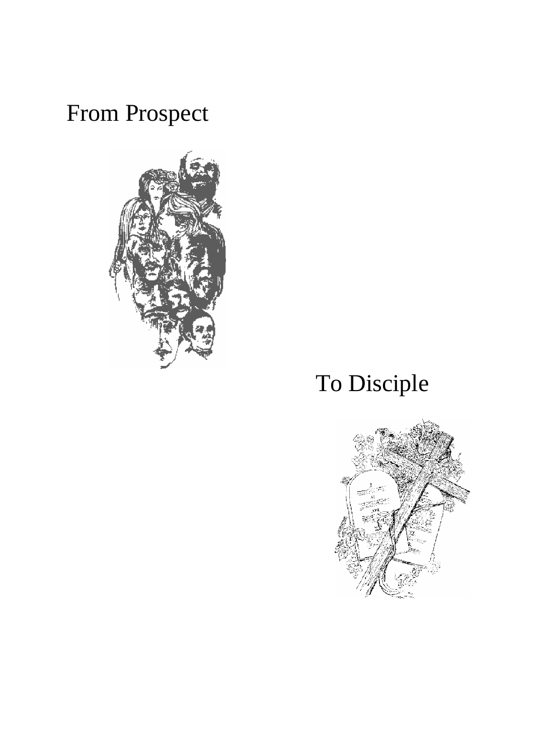# From Prospect

# To Disciple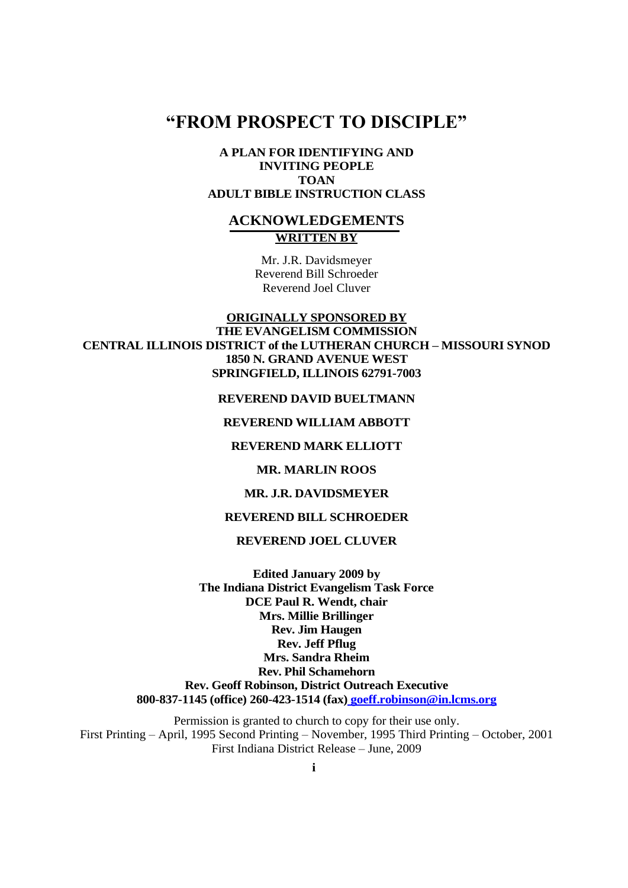# "FROM PROSPECT TO DISCIPLE"

**A PLAN FOR IDENTIFYING AND INVITING PEOPLE TOAN ADULT BIBLE INSTRUCTION CLASS**

## ACKNOWLEDGEMENTS

**WRITTEN BY**

Mr. J.R. Davidsmeyer
Reverend Bill Schroeder
Reverend Joel Cluver

**ORIGINALLY SPONSORED BY**
**THE EVANGELISM COMMISSION**
**CENTRAL ILLINOIS DISTRICT of the LUTHERAN CHURCH – MISSOURI SYNOD**
**1850 N. GRAND AVENUE WEST**
**SPRINGFIELD, ILLINOIS 62791-7003**

**REVEREND DAVID BUELTMANN**

**REVEREND WILLIAM ABBOTT**

**REVEREND MARK ELLIOTT**

**MR. MARLIN ROOS**

**MR. J.R. DAVIDSMEYER**

**REVEREND BILL SCHROEDER**

**REVEREND JOEL CLUVER**

**Edited January 2009 by**
**The Indiana District Evangelism Task Force**
**DCE Paul R. Wendt, chair**
**Mrs. Millie Brillinger**
**Rev. Jim Haugen**
**Rev. Jeff Pflug**
**Mrs. Sandra Rheim**
**Rev. Phil Schamehorn**
**Rev. Geoff Robinson, District Outreach Executive**
**800-837-1145 (office) 260-423-1514 (fax) goeff.robinson@in.lcms.org**

Permission is granted to church to copy for their use only.
First Printing – April, 1995 Second Printing – November, 1995 Third Printing – October, 2001
First Indiana District Release – June, 2009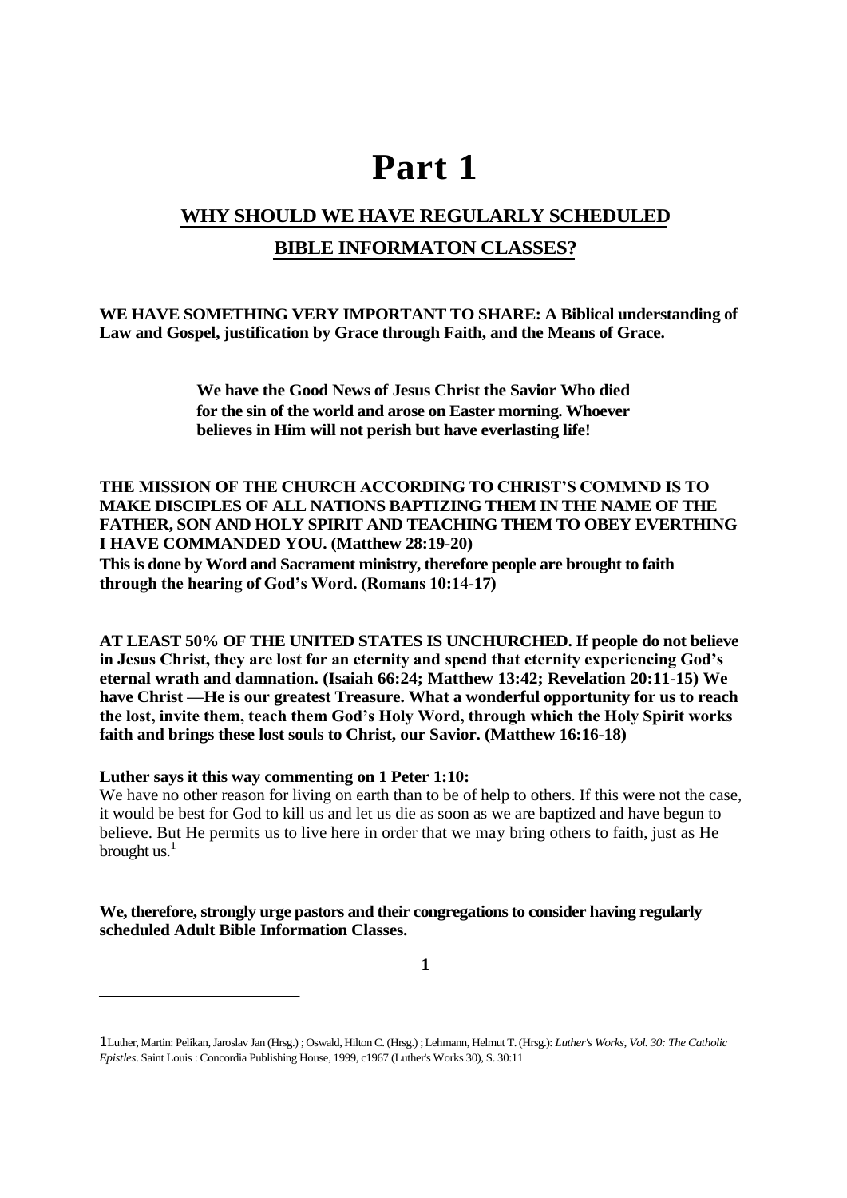# Part 1

## WHY SHOULD WE HAVE REGULARLY SCHEDULED BIBLE INFORMATON CLASSES?

**WE HAVE SOMETHING VERY IMPORTANT TO SHARE: A Biblical understanding of Law and Gospel, justification by Grace through Faith, and the Means of Grace.**

> **We have the Good News of Jesus Christ the Savior Who died for the sin of the world and arose on Easter morning. Whoever believes in Him will not perish but have everlasting life!**

**THE MISSION OF THE CHURCH ACCORDING TO CHRIST'S COMMND IS TO MAKE DISCIPLES OF ALL NATIONS BAPTIZING THEM IN THE NAME OF THE FATHER, SON AND HOLY SPIRIT AND TEACHING THEM TO OBEY EVERTHING I HAVE COMMANDED YOU. (Matthew 28:19-20)**
**This is done by Word and Sacrament ministry, therefore people are brought to faith through the hearing of God's Word. (Romans 10:14-17)**

**AT LEAST 50% OF THE UNITED STATES IS UNCHURCHED. If people do not believe in Jesus Christ, they are lost for an eternity and spend that eternity experiencing God's eternal wrath and damnation. (Isaiah 66:24; Matthew 13:42; Revelation 20:11-15) We have Christ —He is our greatest Treasure. What a wonderful opportunity for us to reach the lost, invite them, teach them God's Holy Word, through which the Holy Spirit works faith and brings these lost souls to Christ, our Savior. (Matthew 16:16-18)**

**Luther says it this way commenting on 1 Peter 1:10:**
We have no other reason for living on earth than to be of help to others. If this were not the case, it would be best for God to kill us and let us die as soon as we are baptized and have begun to believe. But He permits us to live here in order that we may bring others to faith, just as He brought us.[1]

**We, therefore, strongly urge pastors and their congregations to consider having regularly scheduled Adult Bible Information Classes.**

---

[1] Luther, Martin: Pelikan, Jaroslav Jan (Hrsg.) ; Oswald, Hilton C. (Hrsg.) ; Lehmann, Helmut T. (Hrsg.): *Luther's Works, Vol. 30: The Catholic Epistles*. Saint Louis : Concordia Publishing House, 1999, c1967 (Luther's Works 30), S. 30:11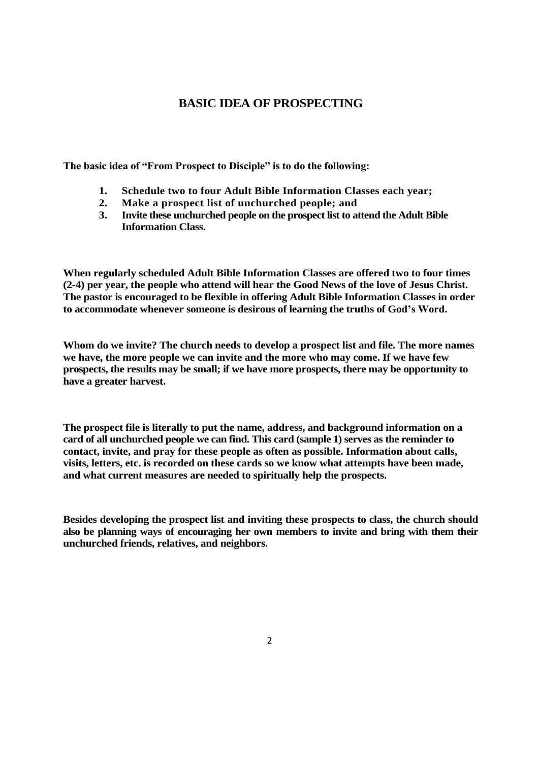# BASIC IDEA OF PROSPECTING

**The basic idea of "From Prospect to Disciple" is to do the following:**

1. **Schedule two to four Adult Bible Information Classes each year;**
2. **Make a prospect list of unchurched people; and**
3. **Invite these unchurched people on the prospect list to attend the Adult Bible Information Class.**

**When regularly scheduled Adult Bible Information Classes are offered two to four times (2-4) per year, the people who attend will hear the Good News of the love of Jesus Christ. The pastor is encouraged to be flexible in offering Adult Bible Information Classes in order to accommodate whenever someone is desirous of learning the truths of God's Word.**

**Whom do we invite? The church needs to develop a prospect list and file. The more names we have, the more people we can invite and the more who may come. If we have few prospects, the results may be small; if we have more prospects, there may be opportunity to have a greater harvest.**

**The prospect file is literally to put the name, address, and background information on a card of all unchurched people we can find. This card (sample 1) serves as the reminder to contact, invite, and pray for these people as often as possible. Information about calls, visits, letters, etc. is recorded on these cards so we know what attempts have been made, and what current measures are needed to spiritually help the prospects.**

**Besides developing the prospect list and inviting these prospects to class, the church should also be planning ways of encouraging her own members to invite and bring with them their unchurched friends, relatives, and neighbors.**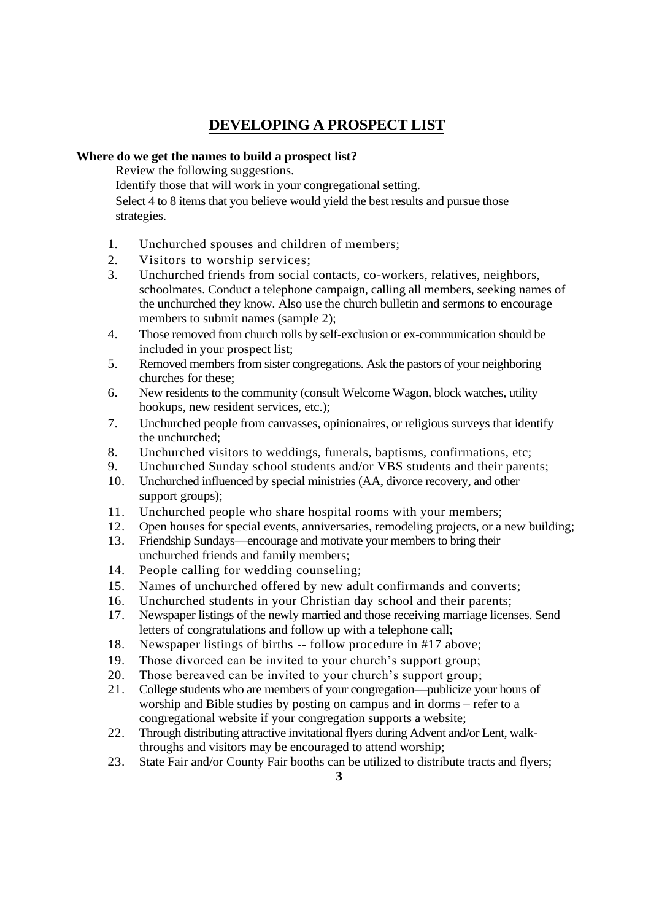# DEVELOPING A PROSPECT LIST

**Where do we get the names to build a prospect list?**

Review the following suggestions.

Identify those that will work in your congregational setting.

Select 4 to 8 items that you believe would yield the best results and pursue those strategies.

1. Unchurched spouses and children of members;
2. Visitors to worship services;
3. Unchurched friends from social contacts, co-workers, relatives, neighbors, schoolmates. Conduct a telephone campaign, calling all members, seeking names of the unchurched they know. Also use the church bulletin and sermons to encourage members to submit names (sample 2);
4. Those removed from church rolls by self-exclusion or ex-communication should be included in your prospect list;
5. Removed members from sister congregations. Ask the pastors of your neighboring churches for these;
6. New residents to the community (consult Welcome Wagon, block watches, utility hookups, new resident services, etc.);
7. Unchurched people from canvasses, opinionaires, or religious surveys that identify the unchurched;
8. Unchurched visitors to weddings, funerals, baptisms, confirmations, etc;
9. Unchurched Sunday school students and/or VBS students and their parents;
10. Unchurched influenced by special ministries (AA, divorce recovery, and other support groups);
11. Unchurched people who share hospital rooms with your members;
12. Open houses for special events, anniversaries, remodeling projects, or a new building;
13. Friendship Sundays—encourage and motivate your members to bring their unchurched friends and family members;
14. People calling for wedding counseling;
15. Names of unchurched offered by new adult confirmands and converts;
16. Unchurched students in your Christian day school and their parents;
17. Newspaper listings of the newly married and those receiving marriage licenses. Send letters of congratulations and follow up with a telephone call;
18. Newspaper listings of births -- follow procedure in #17 above;
19. Those divorced can be invited to your church's support group;
20. Those bereaved can be invited to your church's support group;
21. College students who are members of your congregation—publicize your hours of worship and Bible studies by posting on campus and in dorms – refer to a congregational website if your congregation supports a website;
22. Through distributing attractive invitational flyers during Advent and/or Lent, walk-throughs and visitors may be encouraged to attend worship;
23. State Fair and/or County Fair booths can be utilized to distribute tracts and flyers;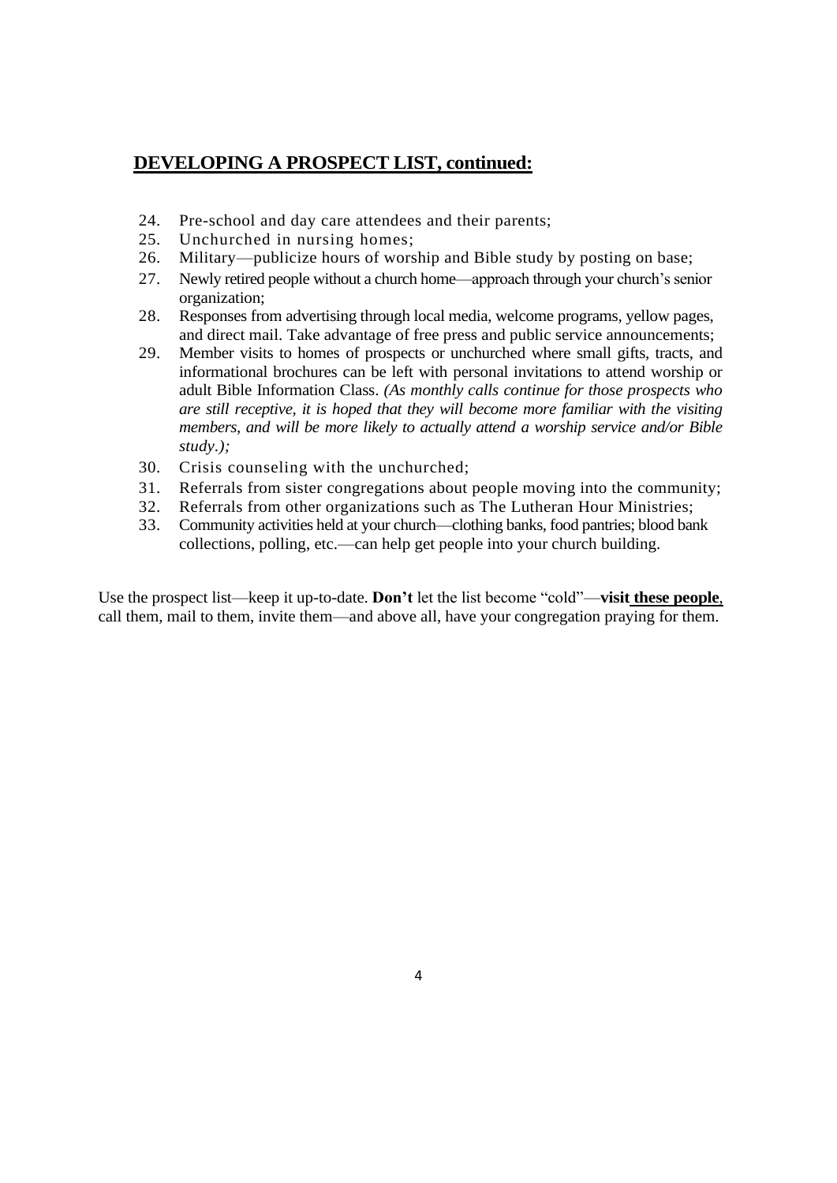## **DEVELOPING A PROSPECT LIST, continued:**

24. Pre-school and day care attendees and their parents;
25. Unchurched in nursing homes;
26. Military—publicize hours of worship and Bible study by posting on base;
27. Newly retired people without a church home—approach through your church's senior organization;
28. Responses from advertising through local media, welcome programs, yellow pages, and direct mail. Take advantage of free press and public service announcements;
29. Member visits to homes of prospects or unchurched where small gifts, tracts, and informational brochures can be left with personal invitations to attend worship or adult Bible Information Class. *(As monthly calls continue for those prospects who are still receptive, it is hoped that they will become more familiar with the visiting members, and will be more likely to actually attend a worship service and/or Bible study.);*
30. Crisis counseling with the unchurched;
31. Referrals from sister congregations about people moving into the community;
32. Referrals from other organizations such as The Lutheran Hour Ministries;
33. Community activities held at your church—clothing banks, food pantries; blood bank collections, polling, etc.—can help get people into your church building.

Use the prospect list—keep it up-to-date. **Don't** let the list become "cold"—**visit these people**, call them, mail to them, invite them—and above all, have your congregation praying for them.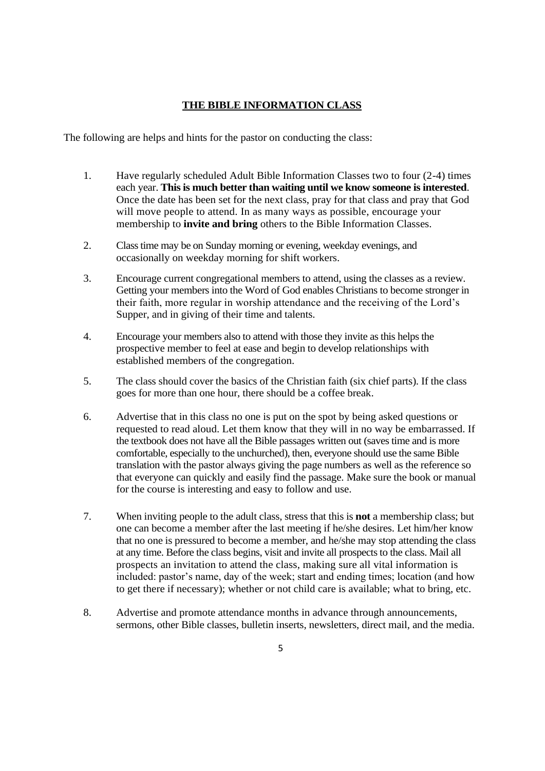## THE BIBLE INFORMATION CLASS

The following are helps and hints for the pastor on conducting the class:

1. Have regularly scheduled Adult Bible Information Classes two to four (2-4) times each year. **This is much better than waiting until we know someone is interested**. Once the date has been set for the next class, pray for that class and pray that God will move people to attend. In as many ways as possible, encourage your membership to **invite and bring** others to the Bible Information Classes.

2. Class time may be on Sunday morning or evening, weekday evenings, and occasionally on weekday morning for shift workers.

3. Encourage current congregational members to attend, using the classes as a review. Getting your members into the Word of God enables Christians to become stronger in their faith, more regular in worship attendance and the receiving of the Lord's Supper, and in giving of their time and talents.

4. Encourage your members also to attend with those they invite as this helps the prospective member to feel at ease and begin to develop relationships with established members of the congregation.

5. The class should cover the basics of the Christian faith (six chief parts). If the class goes for more than one hour, there should be a coffee break.

6. Advertise that in this class no one is put on the spot by being asked questions or requested to read aloud. Let them know that they will in no way be embarrassed. If the textbook does not have all the Bible passages written out (saves time and is more comfortable, especially to the unchurched), then, everyone should use the same Bible translation with the pastor always giving the page numbers as well as the reference so that everyone can quickly and easily find the passage. Make sure the book or manual for the course is interesting and easy to follow and use.

7. When inviting people to the adult class, stress that this is **not** a membership class; but one can become a member after the last meeting if he/she desires. Let him/her know that no one is pressured to become a member, and he/she may stop attending the class at any time. Before the class begins, visit and invite all prospects to the class. Mail all prospects an invitation to attend the class, making sure all vital information is included: pastor's name, day of the week; start and ending times; location (and how to get there if necessary); whether or not child care is available; what to bring, etc.

8. Advertise and promote attendance months in advance through announcements, sermons, other Bible classes, bulletin inserts, newsletters, direct mail, and the media.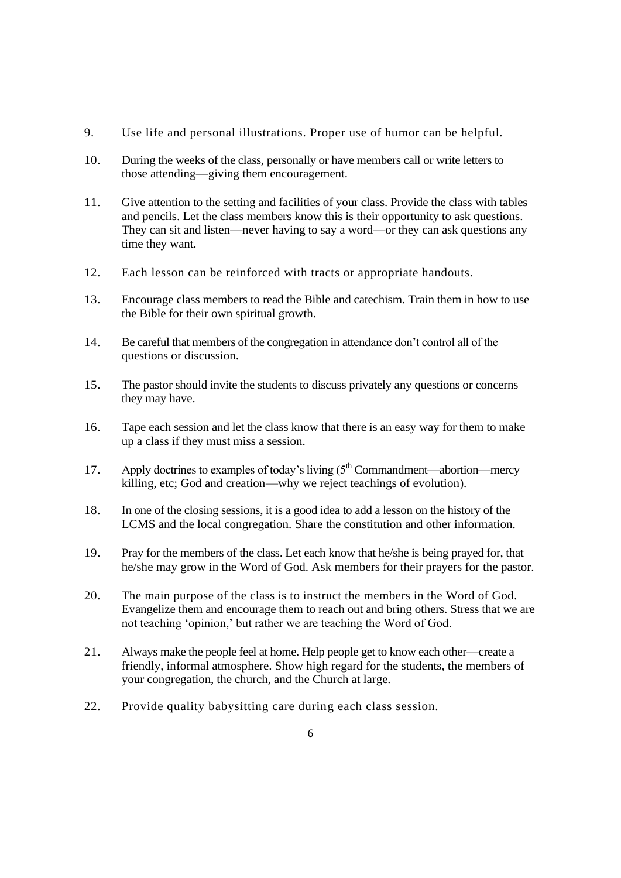9. Use life and personal illustrations. Proper use of humor can be helpful.

10. During the weeks of the class, personally or have members call or write letters to those attending—giving them encouragement.

11. Give attention to the setting and facilities of your class. Provide the class with tables and pencils. Let the class members know this is their opportunity to ask questions. They can sit and listen—never having to say a word—or they can ask questions any time they want.

12. Each lesson can be reinforced with tracts or appropriate handouts.

13. Encourage class members to read the Bible and catechism. Train them in how to use the Bible for their own spiritual growth.

14. Be careful that members of the congregation in attendance don't control all of the questions or discussion.

15. The pastor should invite the students to discuss privately any questions or concerns they may have.

16. Tape each session and let the class know that there is an easy way for them to make up a class if they must miss a session.

17. Apply doctrines to examples of today's living (5th Commandment—abortion—mercy killing, etc; God and creation—why we reject teachings of evolution).

18. In one of the closing sessions, it is a good idea to add a lesson on the history of the LCMS and the local congregation. Share the constitution and other information.

19. Pray for the members of the class. Let each know that he/she is being prayed for, that he/she may grow in the Word of God. Ask members for their prayers for the pastor.

20. The main purpose of the class is to instruct the members in the Word of God. Evangelize them and encourage them to reach out and bring others. Stress that we are not teaching 'opinion,' but rather we are teaching the Word of God.

21. Always make the people feel at home. Help people get to know each other—create a friendly, informal atmosphere. Show high regard for the students, the members of your congregation, the church, and the Church at large.

22. Provide quality babysitting care during each class session.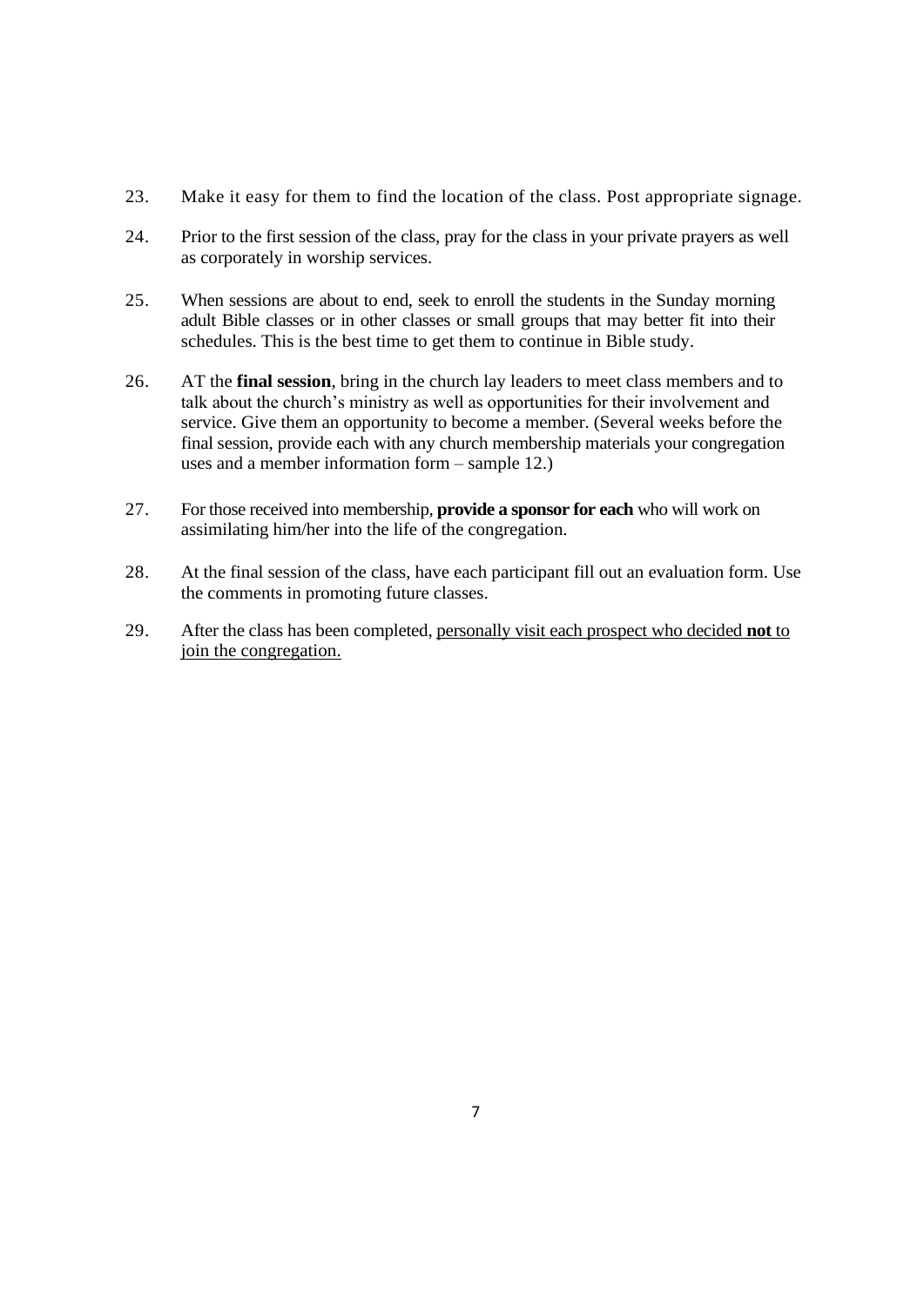23. Make it easy for them to find the location of the class. Post appropriate signage.

24. Prior to the first session of the class, pray for the class in your private prayers as well as corporately in worship services.

25. When sessions are about to end, seek to enroll the students in the Sunday morning adult Bible classes or in other classes or small groups that may better fit into their schedules. This is the best time to get them to continue in Bible study.

26. AT the **final session**, bring in the church lay leaders to meet class members and to talk about the church's ministry as well as opportunities for their involvement and service. Give them an opportunity to become a member. (Several weeks before the final session, provide each with any church membership materials your congregation uses and a member information form – sample 12.)

27. For those received into membership, **provide a sponsor for each** who will work on assimilating him/her into the life of the congregation.

28. At the final session of the class, have each participant fill out an evaluation form. Use the comments in promoting future classes.

29. After the class has been completed, <u>personally visit each prospect who decided **not** to join the congregation.</u>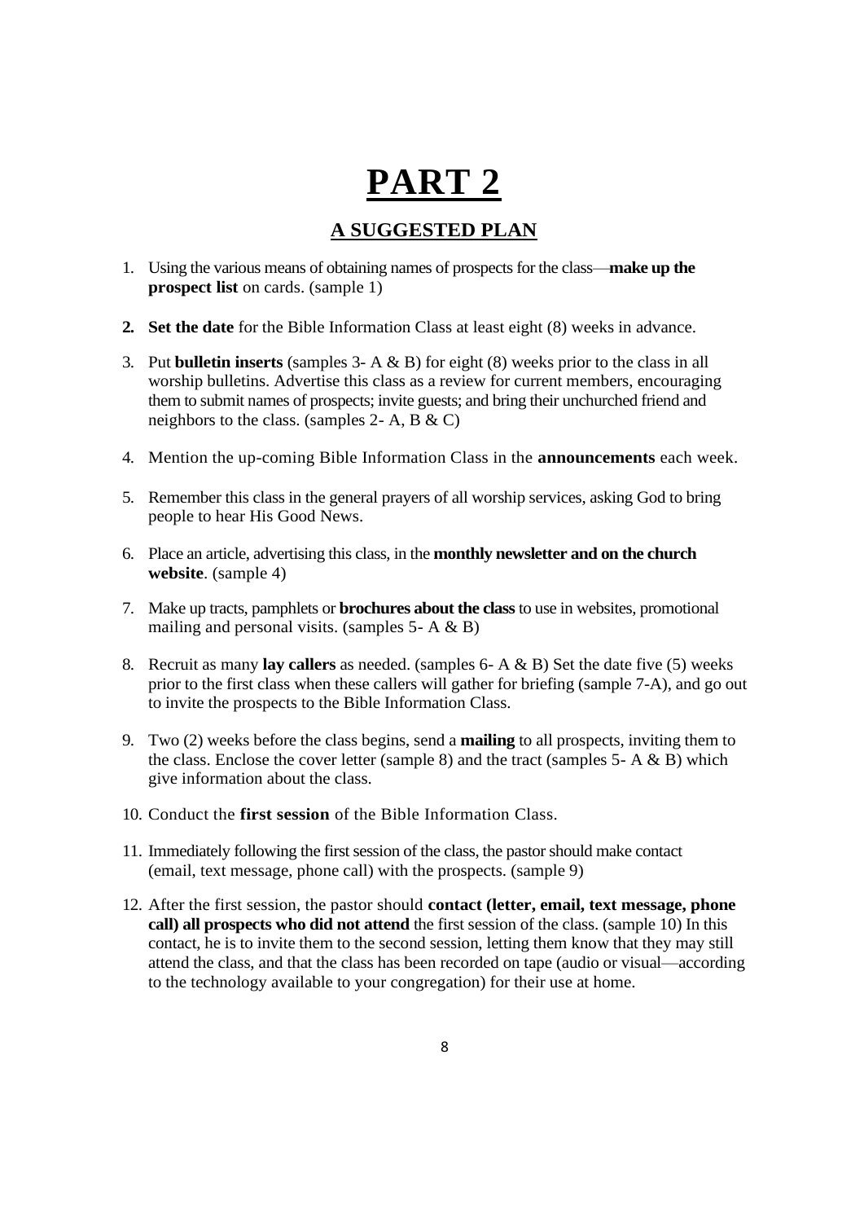# PART 2

## A SUGGESTED PLAN

1. Using the various means of obtaining names of prospects for the class—**make up the prospect list** on cards. (sample 1)

2. **Set the date** for the Bible Information Class at least eight (8) weeks in advance.

3. Put **bulletin inserts** (samples 3- A & B) for eight (8) weeks prior to the class in all worship bulletins. Advertise this class as a review for current members, encouraging them to submit names of prospects; invite guests; and bring their unchurched friend and neighbors to the class. (samples 2- A, B & C)

4. Mention the up-coming Bible Information Class in the **announcements** each week.

5. Remember this class in the general prayers of all worship services, asking God to bring people to hear His Good News.

6. Place an article, advertising this class, in the **monthly newsletter and on the church website**. (sample 4)

7. Make up tracts, pamphlets or **brochures about the class** to use in websites, promotional mailing and personal visits. (samples 5- A & B)

8. Recruit as many **lay callers** as needed. (samples 6- A & B) Set the date five (5) weeks prior to the first class when these callers will gather for briefing (sample 7-A), and go out to invite the prospects to the Bible Information Class.

9. Two (2) weeks before the class begins, send a **mailing** to all prospects, inviting them to the class. Enclose the cover letter (sample 8) and the tract (samples 5- A & B) which give information about the class.

10. Conduct the **first session** of the Bible Information Class.

11. Immediately following the first session of the class, the pastor should make contact (email, text message, phone call) with the prospects. (sample 9)

12. After the first session, the pastor should **contact (letter, email, text message, phone call) all prospects who did not attend** the first session of the class. (sample 10) In this contact, he is to invite them to the second session, letting them know that they may still attend the class, and that the class has been recorded on tape (audio or visual—according to the technology available to your congregation) for their use at home.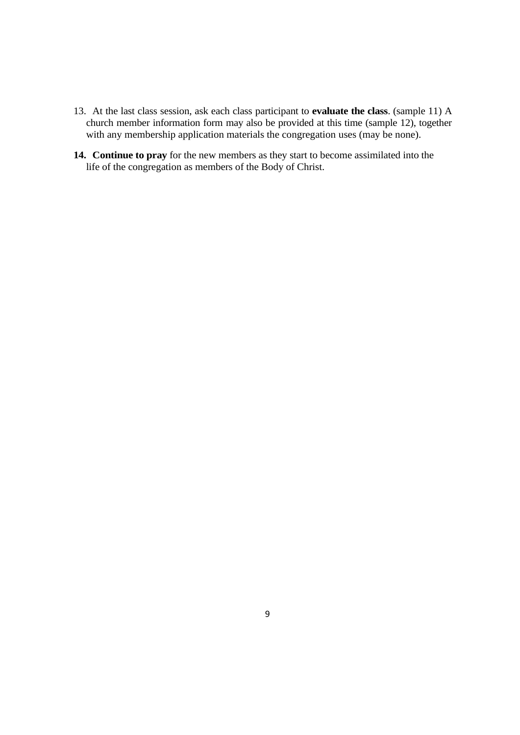13. At the last class session, ask each class participant to **evaluate the class**. (sample 11) A church member information form may also be provided at this time (sample 12), together with any membership application materials the congregation uses (may be none).

**14. Continue to pray** for the new members as they start to become assimilated into the life of the congregation as members of the Body of Christ.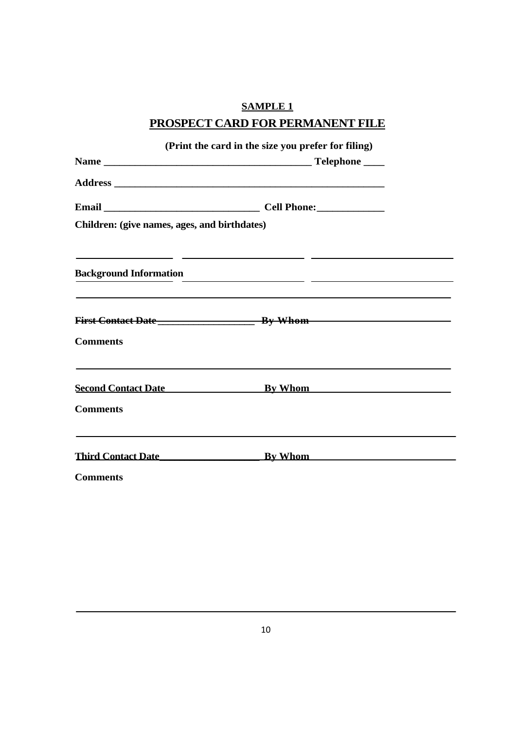**SAMPLE 1**

## PROSPECT CARD FOR PERMANENT FILE

**(Print the card in the size you prefer for filing)**

**Name ________________________________________ Telephone ____**

**Address ______________________________________________________**

**Email ______________________________ Cell Phone:_____________**

**Children: (give names, ages, and birthdates)**

__________________ ______________________ ___________________________

**Background Information** ______________________ ___________________________

__________________________________________________________________________

~~**First Contact Date __________________ By Whom ___________________________**~~

**Comments**

__________________________________________________________________________

**Second Contact Date ____________________ By Whom ___________________________**

**Comments**

__________________________________________________________________________

**Third Contact Date ____________________ By Whom ____________________________**

**Comments**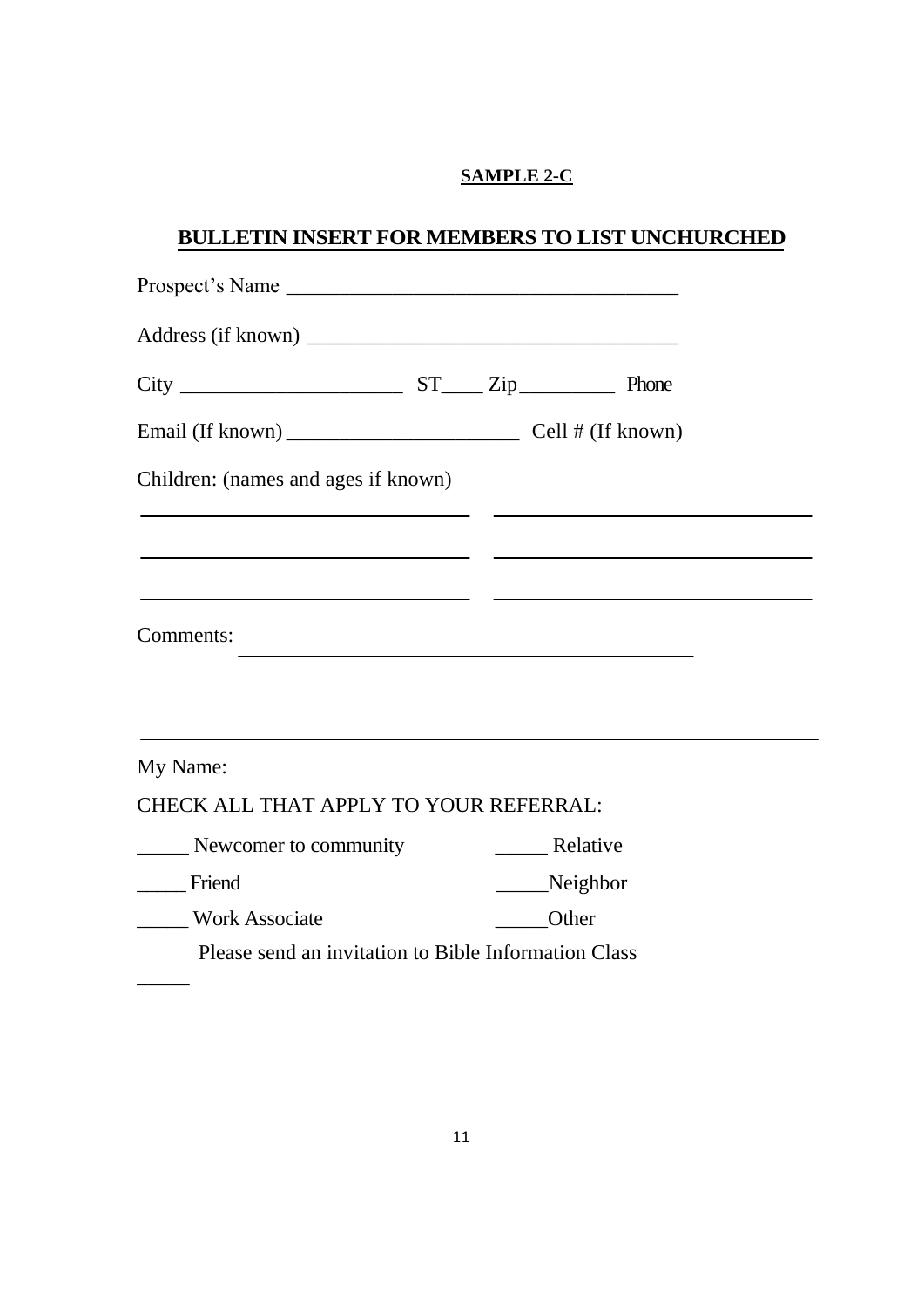**SAMPLE 2-C**

## BULLETIN INSERT FOR MEMBERS TO LIST UNCHURCHED

Prospect's Name _____________________________________

Address (if known) ___________________________________

City ______________________ ST____ Zip_________ Phone

Email (If known) ______________________ Cell # (If known)

Children: (names and ages if known)

_______________________________ _______________________________

_______________________________ _______________________________

_______________________________ _______________________________

Comments: ___________________________________________

_______________________________________________________________

_______________________________________________________________

My Name:

CHECK ALL THAT APPLY TO YOUR REFERRAL:

_____ Newcomer to community _____ Relative

_____ Friend _____Neighbor

_____ Work Associate _____Other

_____ Please send an invitation to Bible Information Class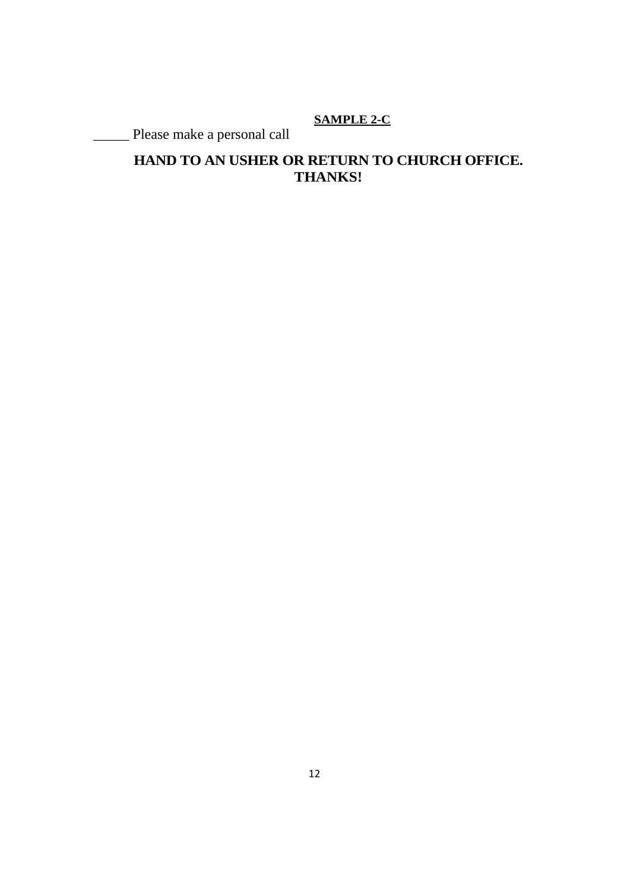**SAMPLE 2-C**

_____ Please make a personal call

**HAND TO AN USHER OR RETURN TO CHURCH OFFICE. THANKS!**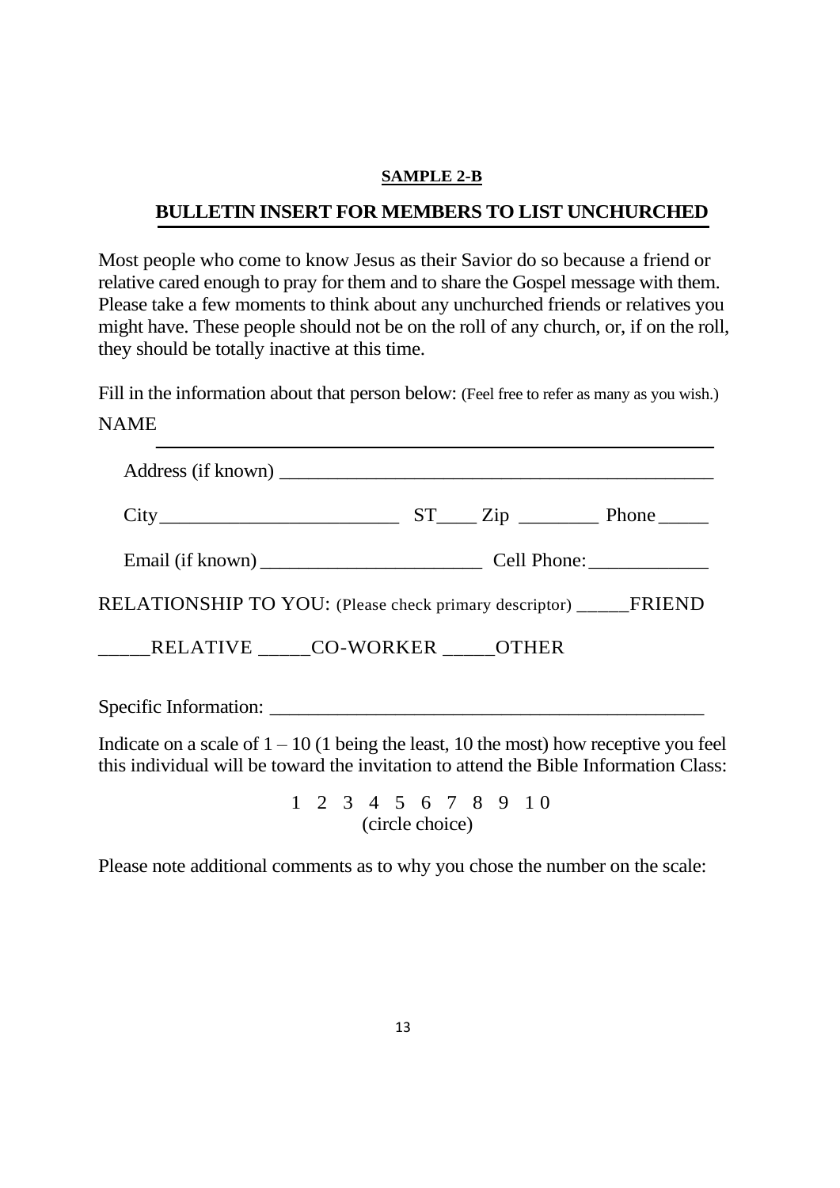**SAMPLE 2-B**

## BULLETIN INSERT FOR MEMBERS TO LIST UNCHURCHED

Most people who come to know Jesus as their Savior do so because a friend or relative cared enough to pray for them and to share the Gospel message with them. Please take a few moments to think about any unchurched friends or relatives you might have. These people should not be on the roll of any church, or, if on the roll, they should be totally inactive at this time.

Fill in the information about that person below: (Feel free to refer as many as you wish.)

NAME ______________________________________________

Address (if known) ______________________________________________

City________________________ ST____ Zip ________ Phone _____

Email (if known) ______________________ Cell Phone:____________

RELATIONSHIP TO YOU: (Please check primary descriptor) _____FRIEND

_____RELATIVE _____CO-WORKER _____OTHER

Specific Information: ______________________________________________

Indicate on a scale of 1 – 10 (1 being the least, 10 the most) how receptive you feel this individual will be toward the invitation to attend the Bible Information Class:

1 2 3 4 5 6 7 8 9 10
(circle choice)

Please note additional comments as to why you chose the number on the scale: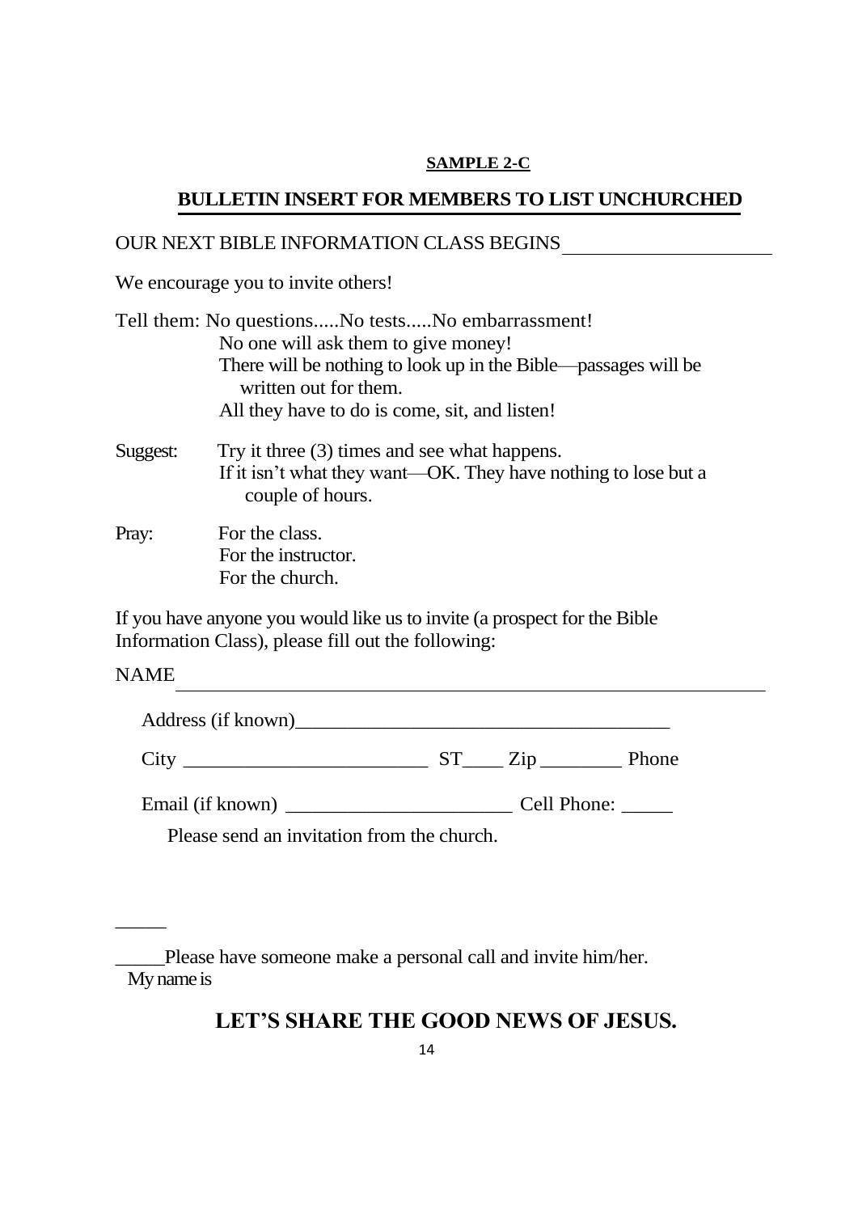**SAMPLE 2-C**

## BULLETIN INSERT FOR MEMBERS TO LIST UNCHURCHED

OUR NEXT BIBLE INFORMATION CLASS BEGINS ____________________

We encourage you to invite others!

Tell them: No questions.....No tests.....No embarrassment!
No one will ask them to give money!
There will be nothing to look up in the Bible—passages will be written out for them.
All they have to do is come, sit, and listen!

Suggest: Try it three (3) times and see what happens.
If it isn't what they want—OK. They have nothing to lose but a couple of hours.

Pray: For the class.
For the instructor.
For the church.

If you have anyone you would like us to invite (a prospect for the Bible Information Class), please fill out the following:

NAME ____________________________________________________________

Address (if known)_____________________________________

City _________________________ ST____ Zip ________ Phone

Email (if known) ______________________ Cell Phone: _____

Please send an invitation from the church.

_____

_____Please have someone make a personal call and invite him/her.

My name is

**LET'S SHARE THE GOOD NEWS OF JESUS.**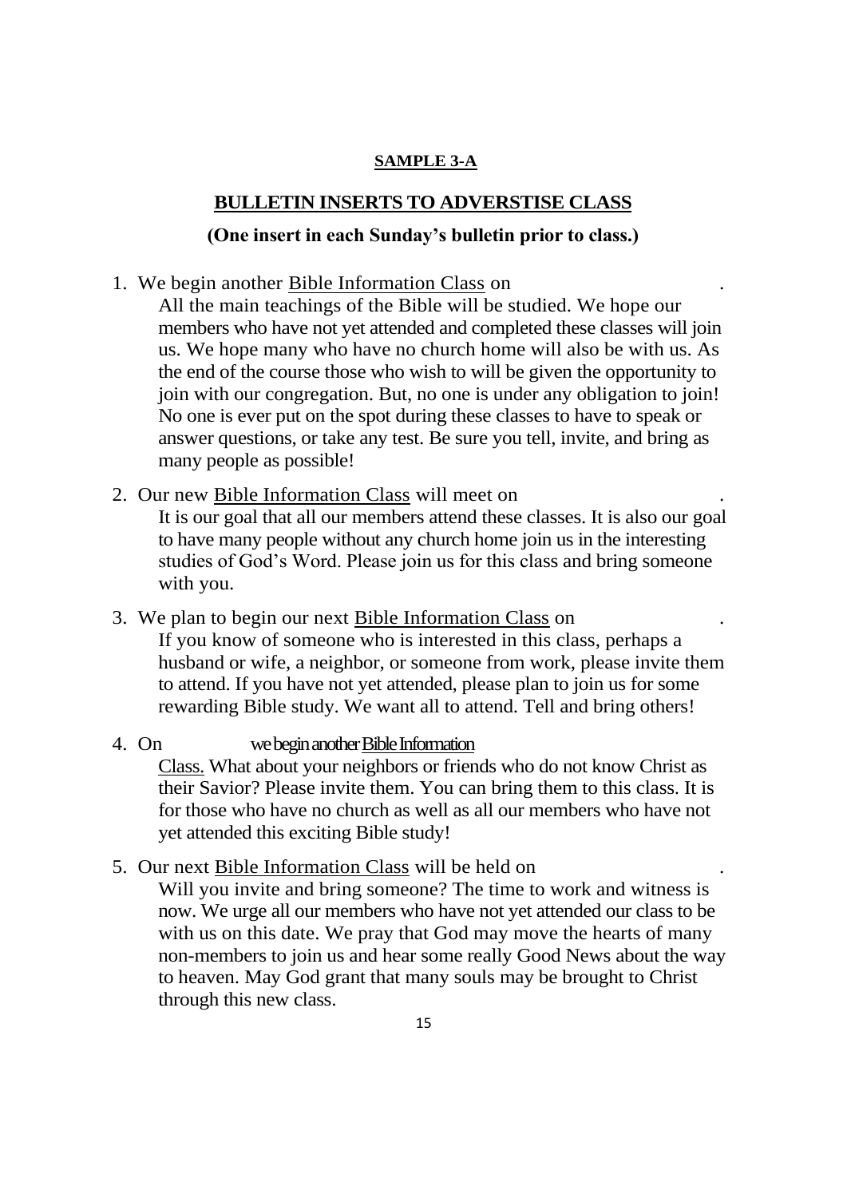**SAMPLE 3-A**

## BULLETIN INSERTS TO ADVERSTISE CLASS

**(One insert in each Sunday's bulletin prior to class.)**

1. We begin another Bible Information Class on .
   All the main teachings of the Bible will be studied. We hope our members who have not yet attended and completed these classes will join us. We hope many who have no church home will also be with us. As the end of the course those who wish to will be given the opportunity to join with our congregation. But, no one is under any obligation to join! No one is ever put on the spot during these classes to have to speak or answer questions, or take any test. Be sure you tell, invite, and bring as many people as possible!

2. Our new Bible Information Class will meet on .
   It is our goal that all our members attend these classes. It is also our goal to have many people without any church home join us in the interesting studies of God's Word. Please join us for this class and bring someone with you.

3. We plan to begin our next Bible Information Class on .
   If you know of someone who is interested in this class, perhaps a husband or wife, a neighbor, or someone from work, please invite them to attend. If you have not yet attended, please plan to join us for some rewarding Bible study. We want all to attend. Tell and bring others!

4. On we begin another Bible Information Class. What about your neighbors or friends who do not know Christ as their Savior? Please invite them. You can bring them to this class. It is for those who have no church as well as all our members who have not yet attended this exciting Bible study!

5. Our next Bible Information Class will be held on .
   Will you invite and bring someone? The time to work and witness is now. We urge all our members who have not yet attended our class to be with us on this date. We pray that God may move the hearts of many non-members to join us and hear some really Good News about the way to heaven. May God grant that many souls may be brought to Christ through this new class.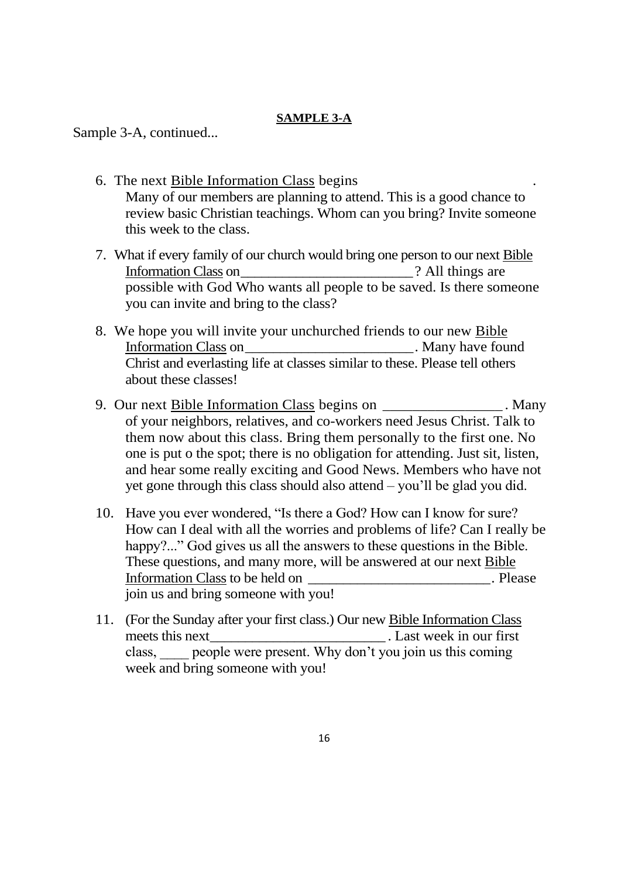**SAMPLE 3-A**

Sample 3-A, continued...

6. The next Bible Information Class begins .
   Many of our members are planning to attend. This is a good chance to review basic Christian teachings. Whom can you bring? Invite someone this week to the class.

7. What if every family of our church would bring one person to our next Bible Information Class on________________________? All things are possible with God Who wants all people to be saved. Is there someone you can invite and bring to the class?

8. We hope you will invite your unchurched friends to our new Bible Information Class on_______________________. Many have found Christ and everlasting life at classes similar to these. Please tell others about these classes!

9. Our next Bible Information Class begins on ________________. Many of your neighbors, relatives, and co-workers need Jesus Christ. Talk to them now about this class. Bring them personally to the first one. No one is put o the spot; there is no obligation for attending. Just sit, listen, and hear some really exciting and Good News. Members who have not yet gone through this class should also attend – you'll be glad you did.

10. Have you ever wondered, "Is there a God? How can I know for sure? How can I deal with all the worries and problems of life? Can I really be happy?..." God gives us all the answers to these questions in the Bible. These questions, and many more, will be answered at our next Bible Information Class to be held on _________________________. Please join us and bring someone with you!

11. (For the Sunday after your first class.) Our new Bible Information Class meets this next________________________. Last week in our first class, ____ people were present. Why don't you join us this coming week and bring someone with you!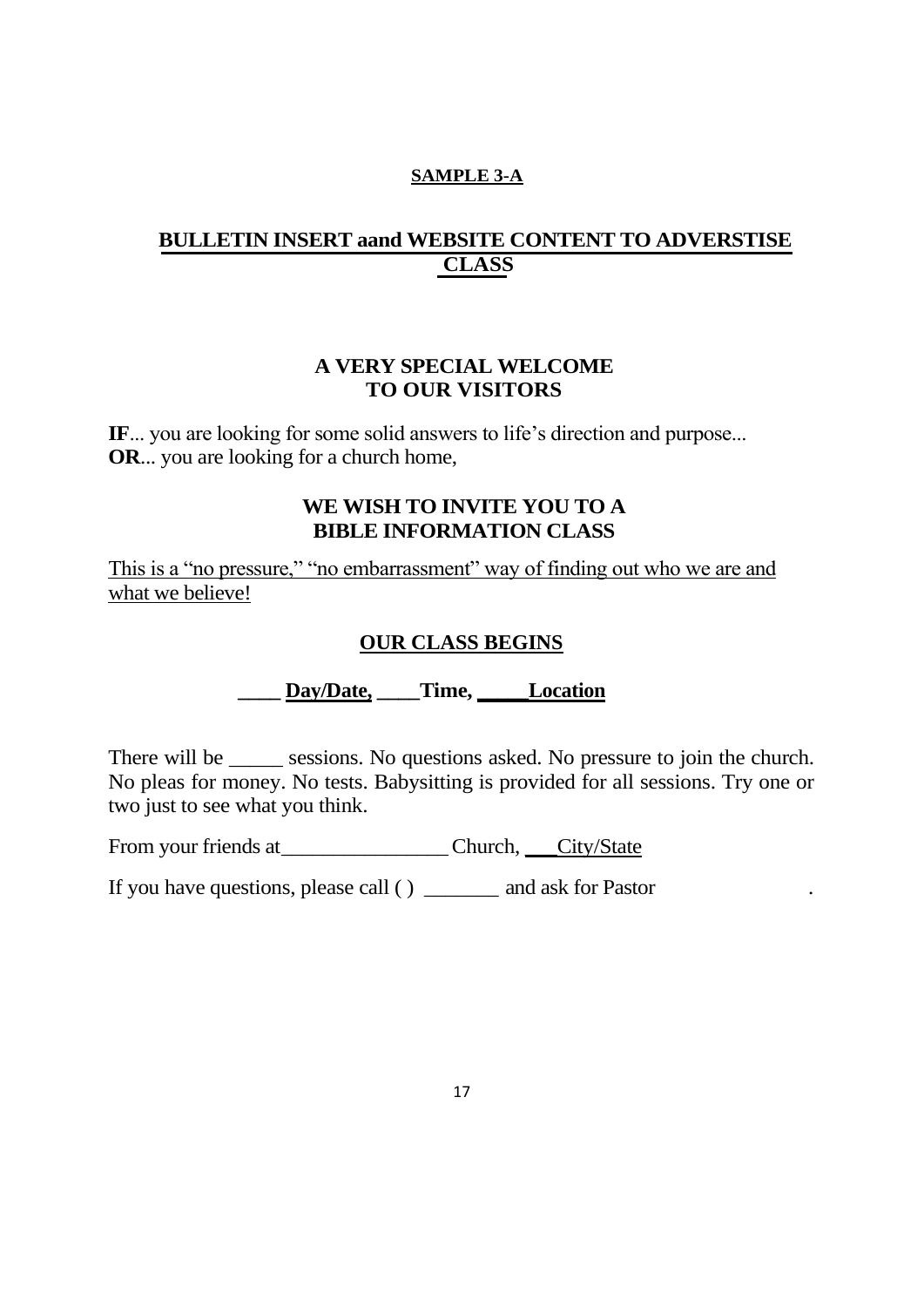**SAMPLE 3-A**

## BULLETIN INSERT aand WEBSITE CONTENT TO ADVERSTISE CLASS

### A VERY SPECIAL WELCOME TO OUR VISITORS

**IF**... you are looking for some solid answers to life's direction and purpose...
**OR**... you are looking for a church home,

### WE WISH TO INVITE YOU TO A BIBLE INFORMATION CLASS

This is a "no pressure," "no embarrassment" way of finding out who we are and what we believe!

### OUR CLASS BEGINS

**____ Day/Date, ____Time, _____Location**

There will be _____ sessions. No questions asked. No pressure to join the church. No pleas for money. No tests. Babysitting is provided for all sessions. Try one or two just to see what you think.

From your friends at________________ Church, ___City/State

If you have questions, please call ( ) _______ and ask for Pastor .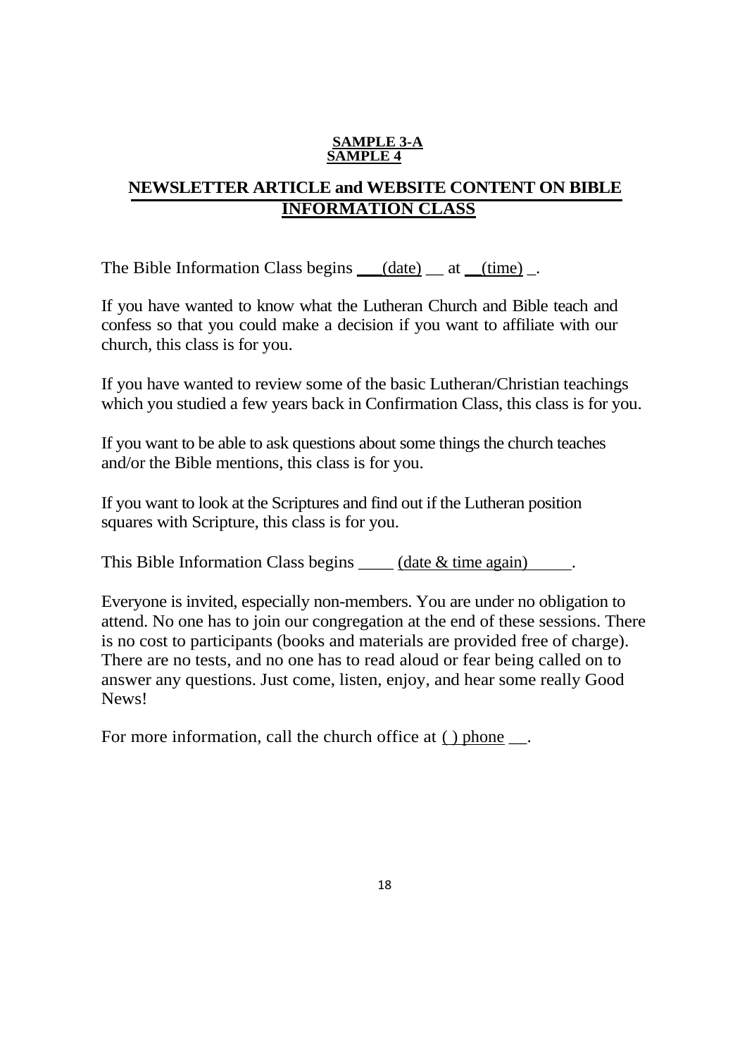**SAMPLE 3-A**
**SAMPLE 4**

## NEWSLETTER ARTICLE and WEBSITE CONTENT ON BIBLE INFORMATION CLASS

The Bible Information Class begins ___(date) __ at __(time) _.

If you have wanted to know what the Lutheran Church and Bible teach and confess so that you could make a decision if you want to affiliate with our church, this class is for you.

If you have wanted to review some of the basic Lutheran/Christian teachings which you studied a few years back in Confirmation Class, this class is for you.

If you want to be able to ask questions about some things the church teaches and/or the Bible mentions, this class is for you.

If you want to look at the Scriptures and find out if the Lutheran position squares with Scripture, this class is for you.

This Bible Information Class begins ____ (date & time again) _____.

Everyone is invited, especially non-members. You are under no obligation to attend. No one has to join our congregation at the end of these sessions. There is no cost to participants (books and materials are provided free of charge). There are no tests, and no one has to read aloud or fear being called on to answer any questions. Just come, listen, enjoy, and hear some really Good News!

For more information, call the church office at ( ) phone __.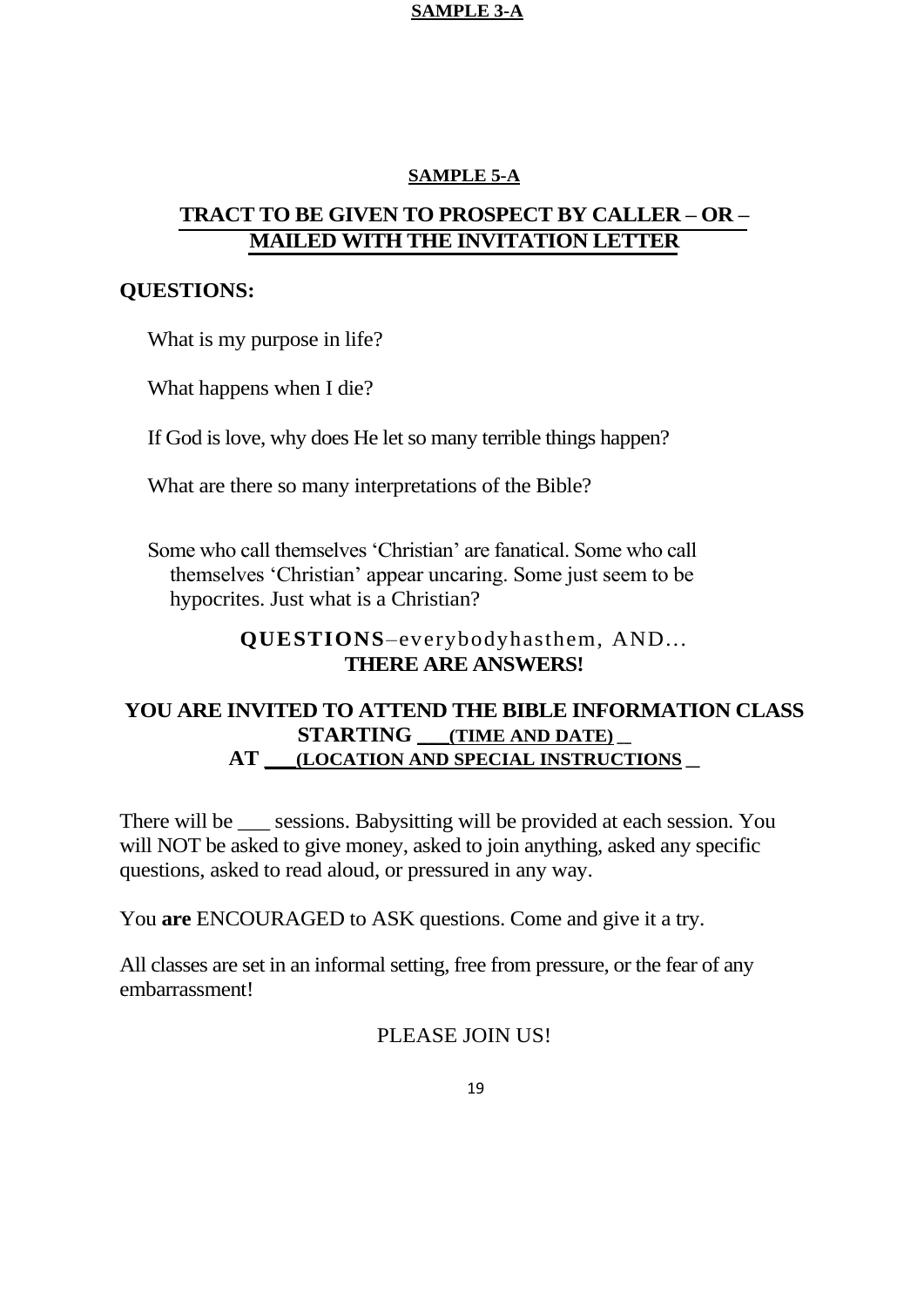**SAMPLE 3-A**

**SAMPLE 5-A**

## TRACT TO BE GIVEN TO PROSPECT BY CALLER – OR – MAILED WITH THE INVITATION LETTER

**QUESTIONS:**

What is my purpose in life?

What happens when I die?

If God is love, why does He let so many terrible things happen?

What are there so many interpretations of the Bible?

Some who call themselves 'Christian' are fanatical. Some who call themselves 'Christian' appear uncaring. Some just seem to be hypocrites. Just what is a Christian?

**QUESTIONS**–everybodyhasthem, AND...
**THERE ARE ANSWERS!**

**YOU ARE INVITED TO ATTEND THE BIBLE INFORMATION CLASS STARTING ___(TIME AND DATE) _**
**AT ___(LOCATION AND SPECIAL INSTRUCTIONS _**

There will be ___ sessions. Babysitting will be provided at each session. You will NOT be asked to give money, asked to join anything, asked any specific questions, asked to read aloud, or pressured in any way.

You **are** ENCOURAGED to ASK questions. Come and give it a try.

All classes are set in an informal setting, free from pressure, or the fear of any embarrassment!

PLEASE JOIN US!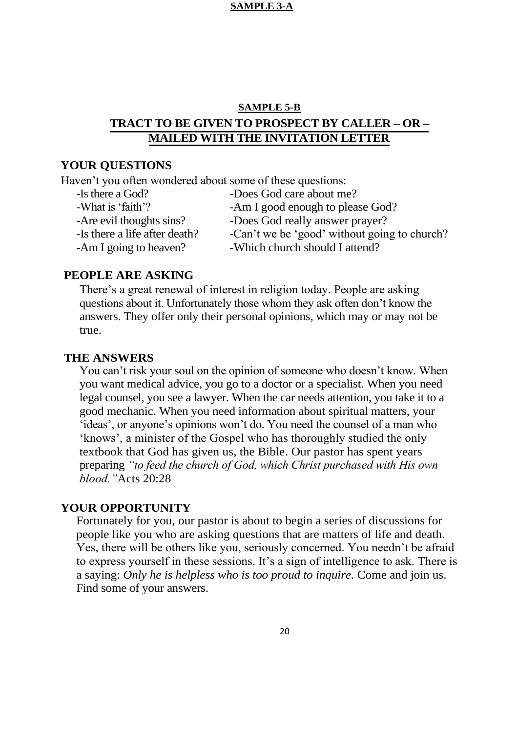**SAMPLE 3-A**

**SAMPLE 5-B**

## TRACT TO BE GIVEN TO PROSPECT BY CALLER – OR – MAILED WITH THE INVITATION LETTER

### YOUR QUESTIONS

Haven't you often wondered about some of these questions:

- -Is there a God?
- -What is 'faith'?
- -Are evil thoughts sins?
- -Is there a life after death?
- -Am I going to heaven?
- -Does God care about me?
- -Am I good enough to please God?
- -Does God really answer prayer?
- -Can't we be 'good' without going to church?
- -Which church should I attend?

### PEOPLE ARE ASKING

There's a great renewal of interest in religion today. People are asking questions about it. Unfortunately those whom they ask often don't know the answers. They offer only their personal opinions, which may or may not be true.

### THE ANSWERS

You can't risk your soul on the opinion of someone who doesn't know. When you want medical advice, you go to a doctor or a specialist. When you need legal counsel, you see a lawyer. When the car needs attention, you take it to a good mechanic. When you need information about spiritual matters, your 'ideas', or anyone's opinions won't do. You need the counsel of a man who 'knows', a minister of the Gospel who has thoroughly studied the only textbook that God has given us, the Bible. Our pastor has spent years preparing *"to feed the church of God, which Christ purchased with His own blood."* Acts 20:28

### YOUR OPPORTUNITY

Fortunately for you, our pastor is about to begin a series of discussions for people like you who are asking questions that are matters of life and death. Yes, there will be others like you, seriously concerned. You needn't be afraid to express yourself in these sessions. It's a sign of intelligence to ask. There is a saying: *Only he is helpless who is too proud to inquire.* Come and join us. Find some of your answers.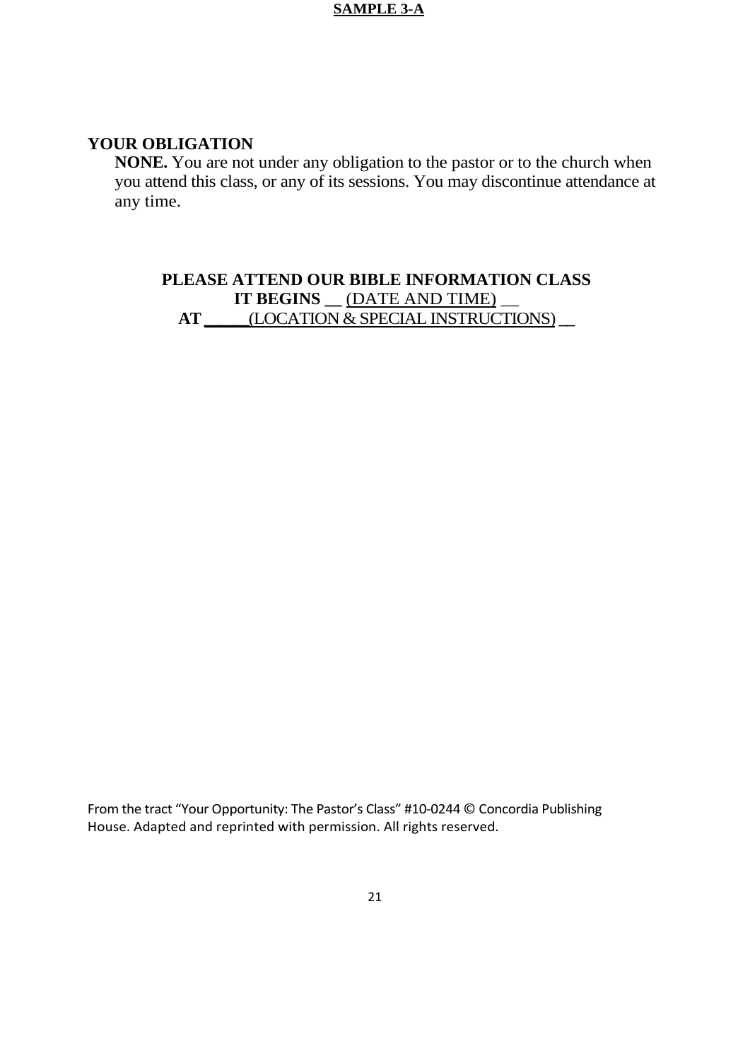**SAMPLE 3-A**

**YOUR OBLIGATION**

**NONE.** You are not under any obligation to the pastor or to the church when you attend this class, or any of its sessions. You may discontinue attendance at any time.

**PLEASE ATTEND OUR BIBLE INFORMATION CLASS**
**IT BEGINS __** (DATE AND TIME) __
**AT _____**(LOCATION & SPECIAL INSTRUCTIONS) **__**

From the tract "Your Opportunity: The Pastor's Class" #10-0244 © Concordia Publishing House. Adapted and reprinted with permission. All rights reserved.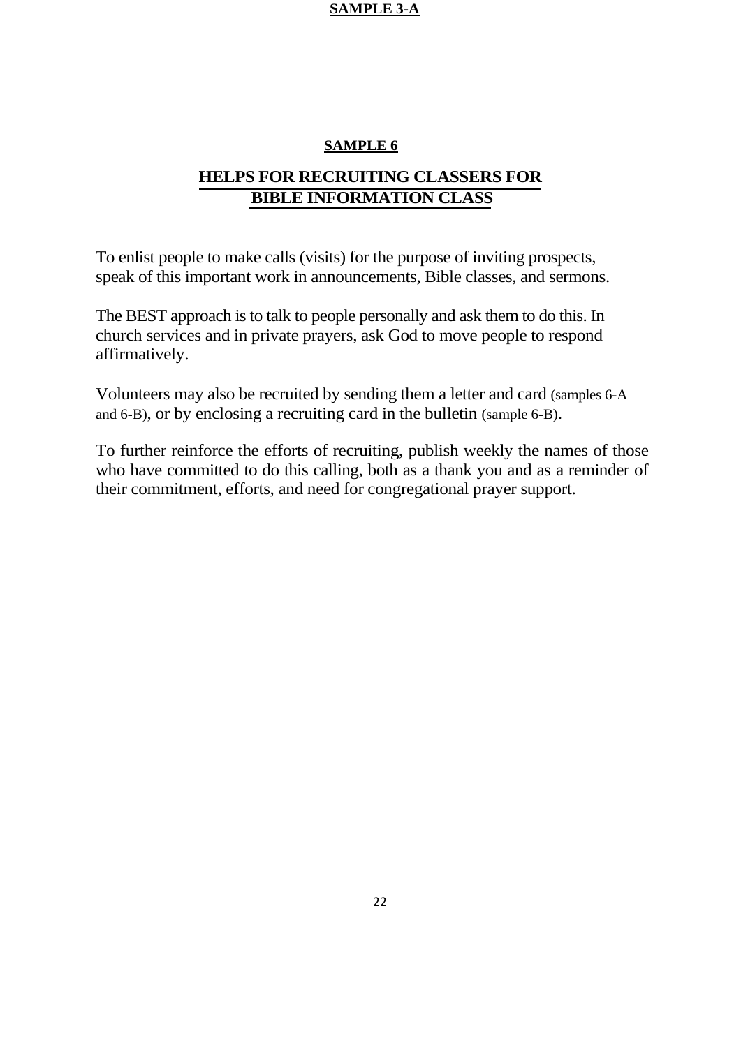**SAMPLE 3-A**

**SAMPLE 6**

## HELPS FOR RECRUITING CLASSERS FOR BIBLE INFORMATION CLASS

To enlist people to make calls (visits) for the purpose of inviting prospects, speak of this important work in announcements, Bible classes, and sermons.

The BEST approach is to talk to people personally and ask them to do this. In church services and in private prayers, ask God to move people to respond affirmatively.

Volunteers may also be recruited by sending them a letter and card (samples 6-A and 6-B), or by enclosing a recruiting card in the bulletin (sample 6-B).

To further reinforce the efforts of recruiting, publish weekly the names of those who have committed to do this calling, both as a thank you and as a reminder of their commitment, efforts, and need for congregational prayer support.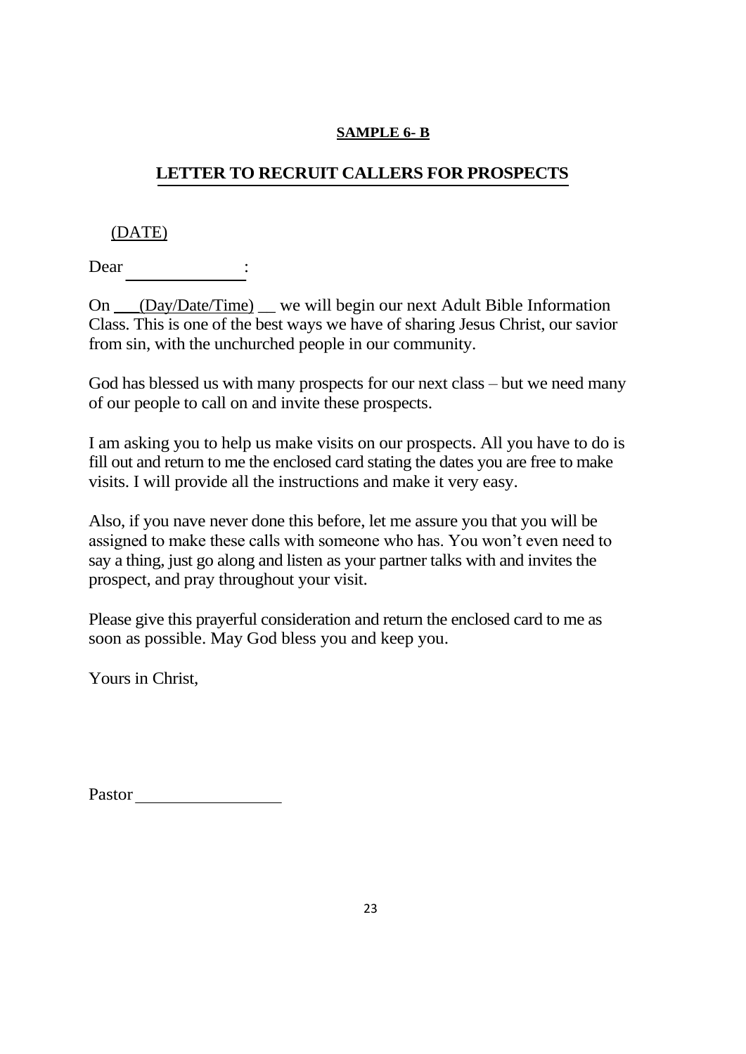**SAMPLE 6- B**

## LETTER TO RECRUIT CALLERS FOR PROSPECTS

(DATE)

Dear ______________:

On ___(Day/Date/Time) __ we will begin our next Adult Bible Information Class. This is one of the best ways we have of sharing Jesus Christ, our savior from sin, with the unchurched people in our community.

God has blessed us with many prospects for our next class – but we need many of our people to call on and invite these prospects.

I am asking you to help us make visits on our prospects. All you have to do is fill out and return to me the enclosed card stating the dates you are free to make visits. I will provide all the instructions and make it very easy.

Also, if you nave never done this before, let me assure you that you will be assigned to make these calls with someone who has. You won't even need to say a thing, just go along and listen as your partner talks with and invites the prospect, and pray throughout your visit.

Please give this prayerful consideration and return the enclosed card to me as soon as possible. May God bless you and keep you.

Yours in Christ,

Pastor _________________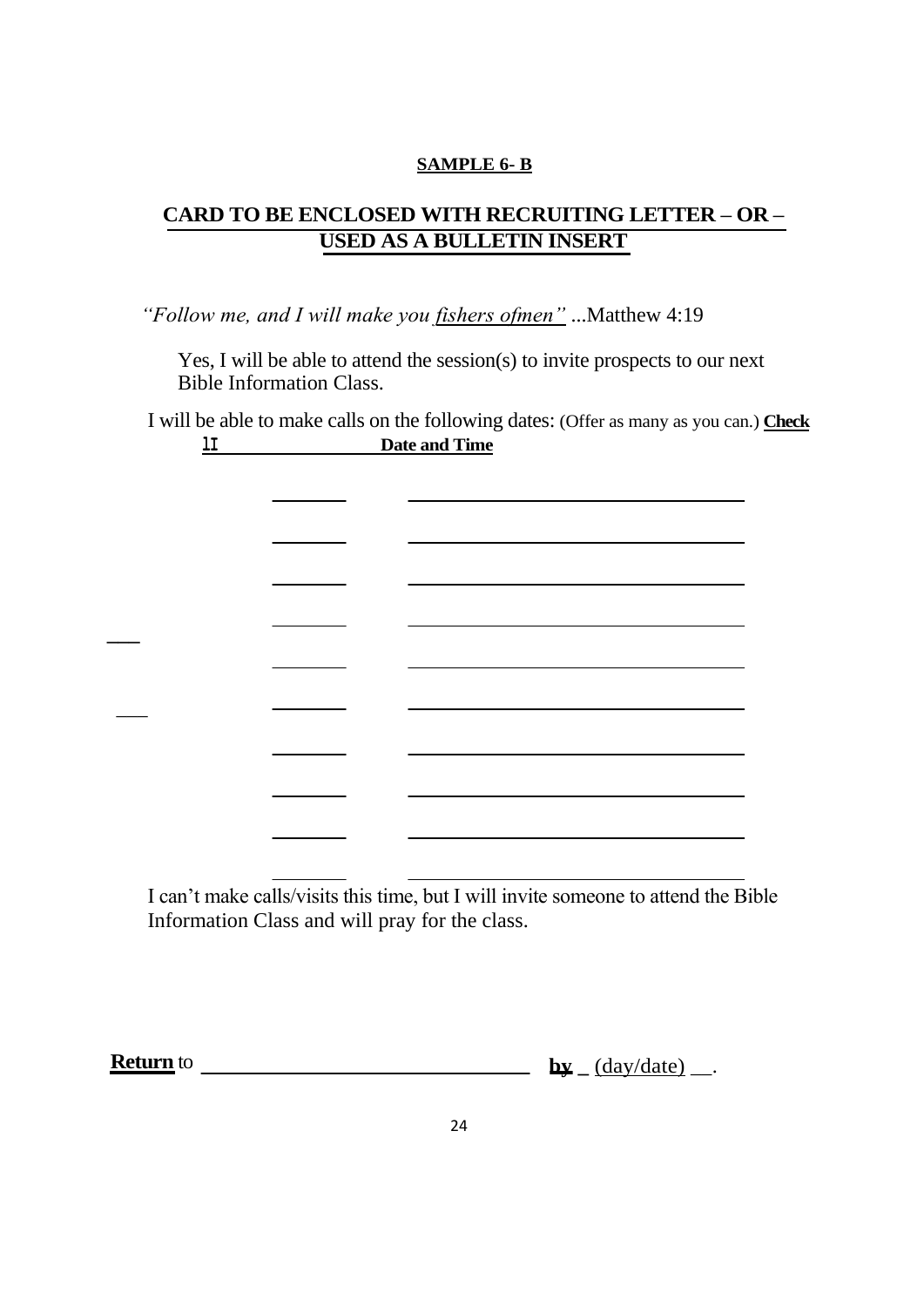**SAMPLE 6- B**

## CARD TO BE ENCLOSED WITH RECRUITING LETTER – OR – USED AS A BULLETIN INSERT

*"Follow me, and I will make you fishers ofmen"* ...Matthew 4:19

___ Yes, I will be able to attend the session(s) to invite prospects to our next Bible Information Class.

I will be able to make calls on the following dates: (Offer as many as you can.)

| **Check** ✓ | **Date and Time** |
|---|---|
| _______ | ______________________________ |
| _______ | ______________________________ |
| _______ | ______________________________ |
| _______ | ______________________________ |
| _______ | ______________________________ |
| _______ | ______________________________ |
| _______ | ______________________________ |
| _______ | ______________________________ |
| _______ | ______________________________ |
| _______ | ______________________________ |

___ I can't make calls/visits this time, but I will invite someone to attend the Bible Information Class and will pray for the class.

**Return** to ______________________________ **by** _ (day/date) __.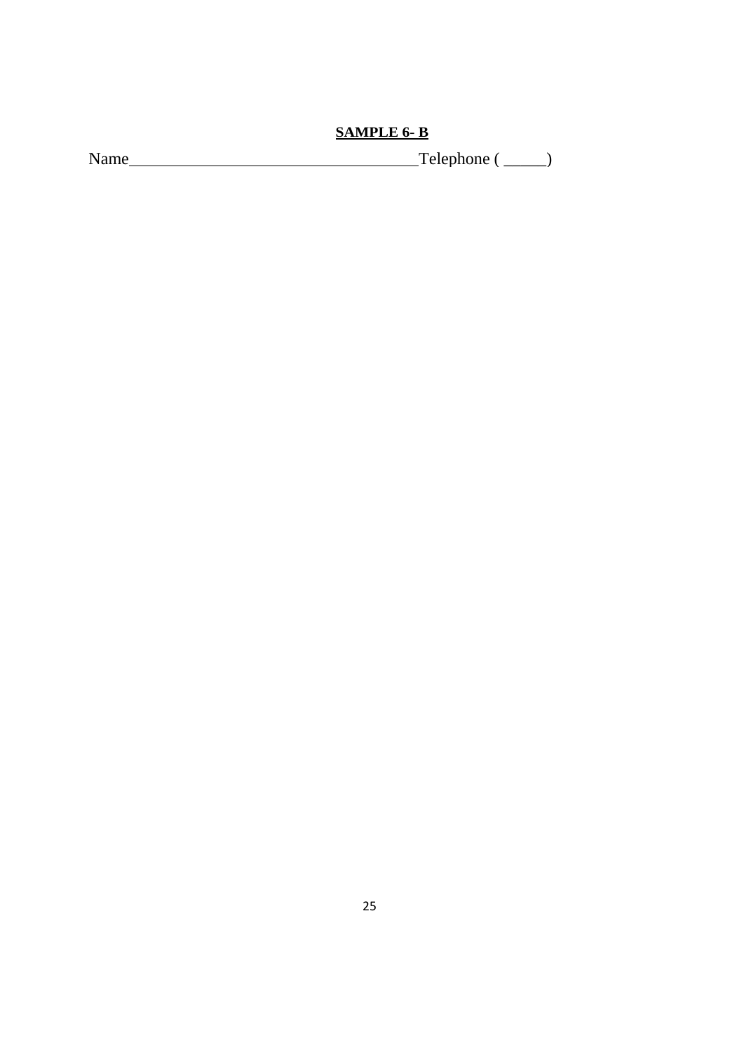**SAMPLE 6- B**

Name\_\_\_\_\_\_\_\_\_\_\_\_\_\_\_\_\_\_\_\_\_\_\_\_\_\_\_\_\_\_\_\_\_\_\_\_Telephone ( \_\_\_\_\_)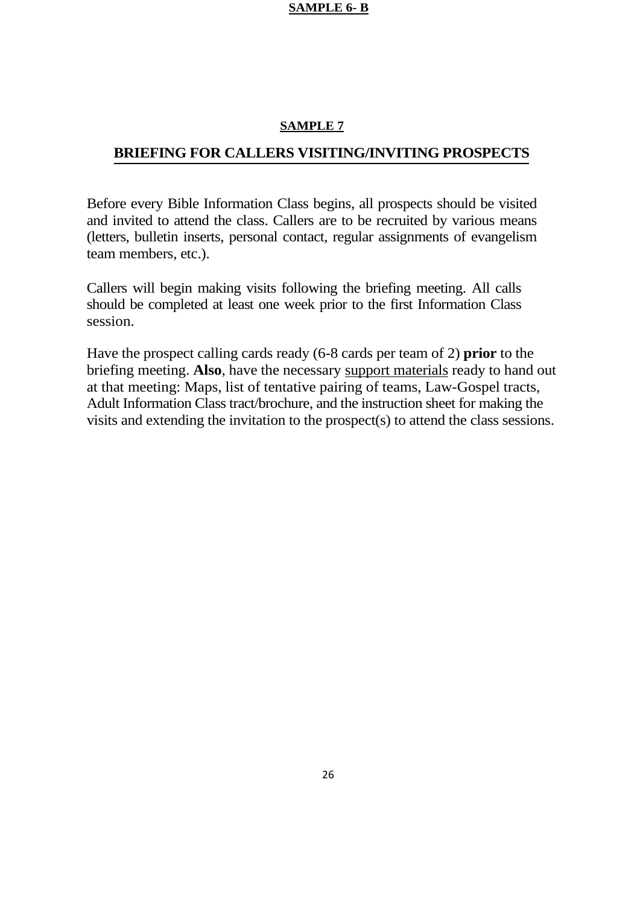**SAMPLE 6- B**

**SAMPLE 7**

## BRIEFING FOR CALLERS VISITING/INVITING PROSPECTS

Before every Bible Information Class begins, all prospects should be visited and invited to attend the class. Callers are to be recruited by various means (letters, bulletin inserts, personal contact, regular assignments of evangelism team members, etc.).

Callers will begin making visits following the briefing meeting. All calls should be completed at least one week prior to the first Information Class session.

Have the prospect calling cards ready (6-8 cards per team of 2) **prior** to the briefing meeting. **Also**, have the necessary <u>support materials</u> ready to hand out at that meeting: Maps, list of tentative pairing of teams, Law-Gospel tracts, Adult Information Class tract/brochure, and the instruction sheet for making the visits and extending the invitation to the prospect(s) to attend the class sessions.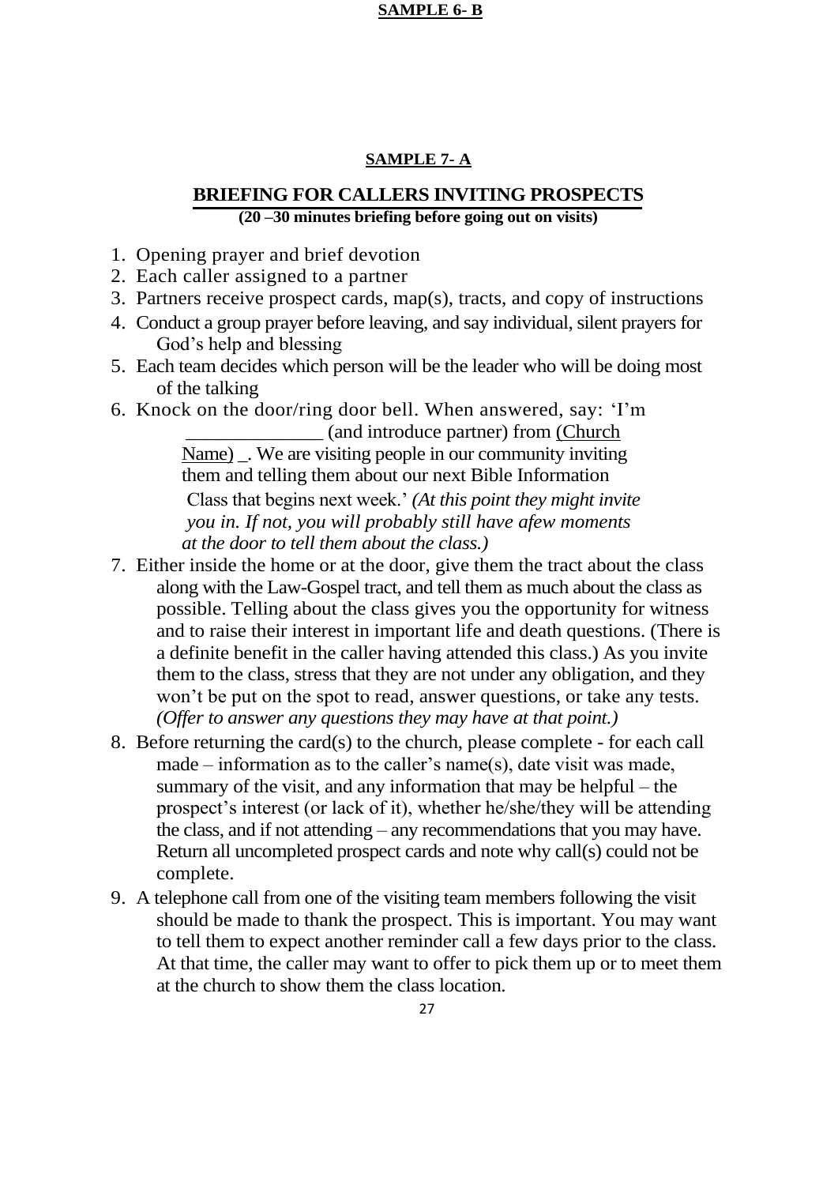**SAMPLE 6- B**

**SAMPLE 7- A**

## BRIEFING FOR CALLERS INVITING PROSPECTS

**(20 –30 minutes briefing before going out on visits)**

1. Opening prayer and brief devotion
2. Each caller assigned to a partner
3. Partners receive prospect cards, map(s), tracts, and copy of instructions
4. Conduct a group prayer before leaving, and say individual, silent prayers for God's help and blessing
5. Each team decides which person will be the leader who will be doing most of the talking
6. Knock on the door/ring door bell. When answered, say: 'I'm ______________ (and introduce partner) from (Church Name) _. We are visiting people in our community inviting them and telling them about our next Bible Information Class that begins next week.' *(At this point they might invite you in. If not, you will probably still have afew moments at the door to tell them about the class.)*
7. Either inside the home or at the door, give them the tract about the class along with the Law-Gospel tract, and tell them as much about the class as possible. Telling about the class gives you the opportunity for witness and to raise their interest in important life and death questions. (There is a definite benefit in the caller having attended this class.) As you invite them to the class, stress that they are not under any obligation, and they won't be put on the spot to read, answer questions, or take any tests. *(Offer to answer any questions they may have at that point.)*
8. Before returning the card(s) to the church, please complete - for each call made – information as to the caller's name(s), date visit was made, summary of the visit, and any information that may be helpful – the prospect's interest (or lack of it), whether he/she/they will be attending the class, and if not attending – any recommendations that you may have. Return all uncompleted prospect cards and note why call(s) could not be complete.
9. A telephone call from one of the visiting team members following the visit should be made to thank the prospect. This is important. You may want to tell them to expect another reminder call a few days prior to the class. At that time, the caller may want to offer to pick them up or to meet them at the church to show them the class location.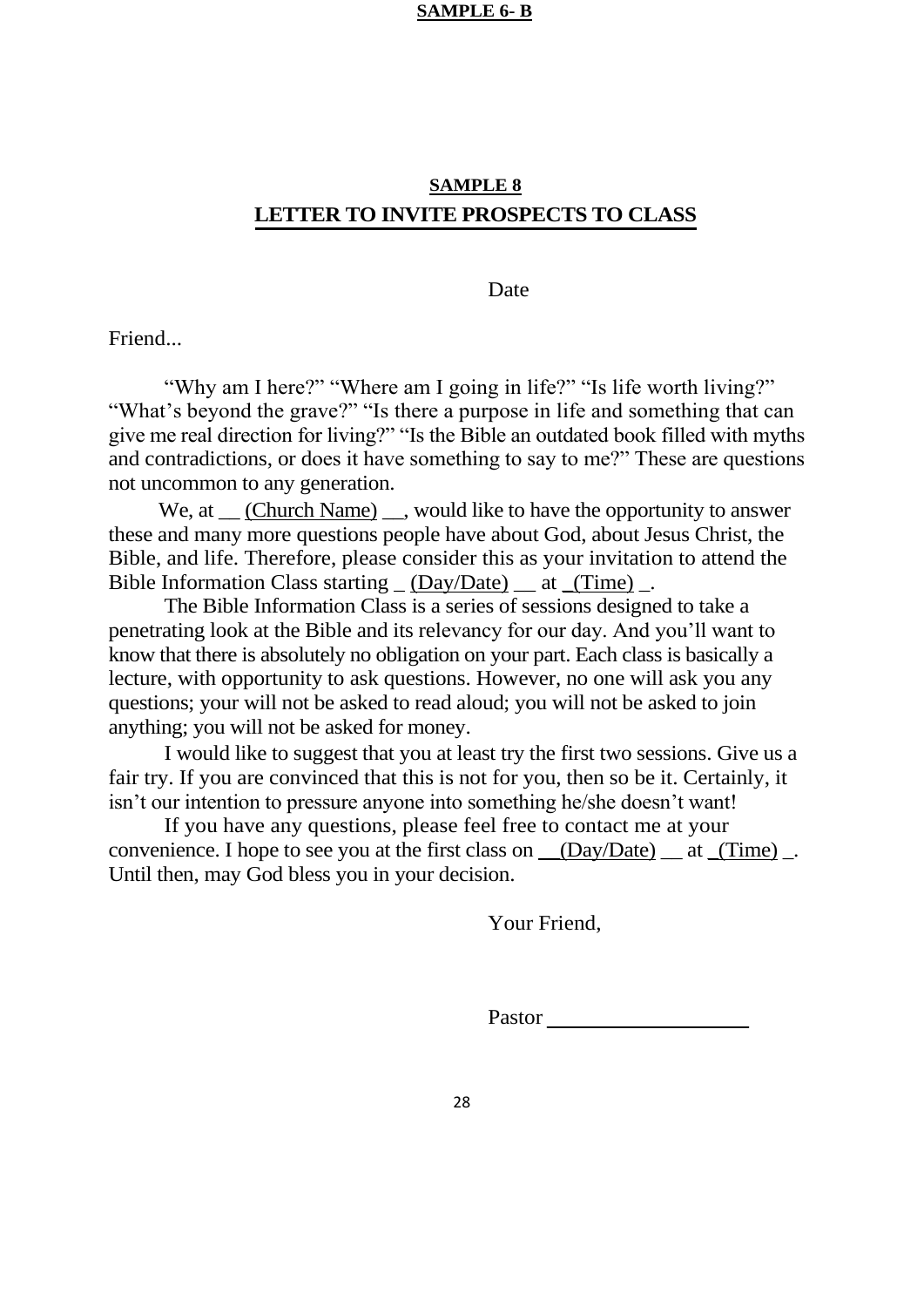**SAMPLE 6- B**

## SAMPLE 8
## LETTER TO INVITE PROSPECTS TO CLASS

Date

Friend...

"Why am I here?" "Where am I going in life?" "Is life worth living?" "What's beyond the grave?" "Is there a purpose in life and something that can give me real direction for living?" "Is the Bible an outdated book filled with myths and contradictions, or does it have something to say to me?" These are questions not uncommon to any generation.

We, at __ (Church Name) __, would like to have the opportunity to answer these and many more questions people have about God, about Jesus Christ, the Bible, and life. Therefore, please consider this as your invitation to attend the Bible Information Class starting _ (Day/Date) __ at _(Time) _.

The Bible Information Class is a series of sessions designed to take a penetrating look at the Bible and its relevancy for our day. And you'll want to know that there is absolutely no obligation on your part. Each class is basically a lecture, with opportunity to ask questions. However, no one will ask you any questions; your will not be asked to read aloud; you will not be asked to join anything; you will not be asked for money.

I would like to suggest that you at least try the first two sessions. Give us a fair try. If you are convinced that this is not for you, then so be it. Certainly, it isn't our intention to pressure anyone into something he/she doesn't want!

If you have any questions, please feel free to contact me at your convenience. I hope to see you at the first class on __(Day/Date) __ at _(Time) _. Until then, may God bless you in your decision.

Your Friend,

Pastor ___________________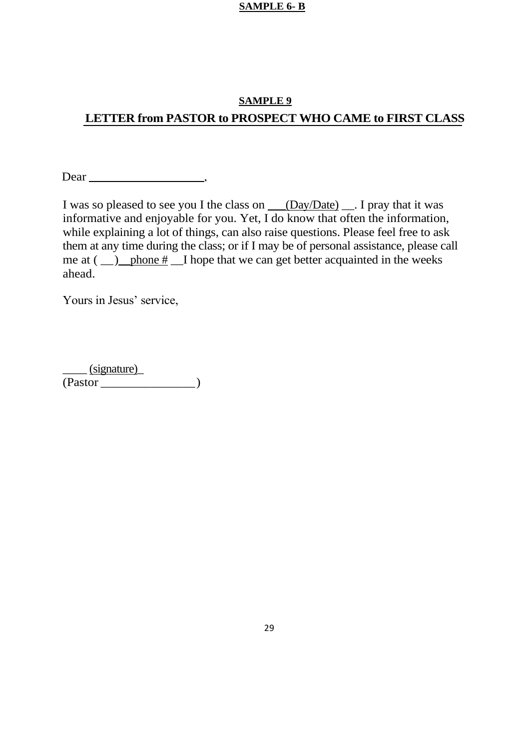**SAMPLE 6- B**

**SAMPLE 9**

## LETTER from PASTOR to PROSPECT WHO CAME to FIRST CLASS

Dear ____________________,

I was so pleased to see you I the class on ___(Day/Date) __. I pray that it was informative and enjoyable for you. Yet, I do know that often the information, while explaining a lot of things, can also raise questions. Please feel free to ask them at any time during the class; or if I may be of personal assistance, please call me at ( __)__phone # __I hope that we can get better acquainted in the weeks ahead.

Yours in Jesus' service,

____ (signature)_
(Pastor ________________)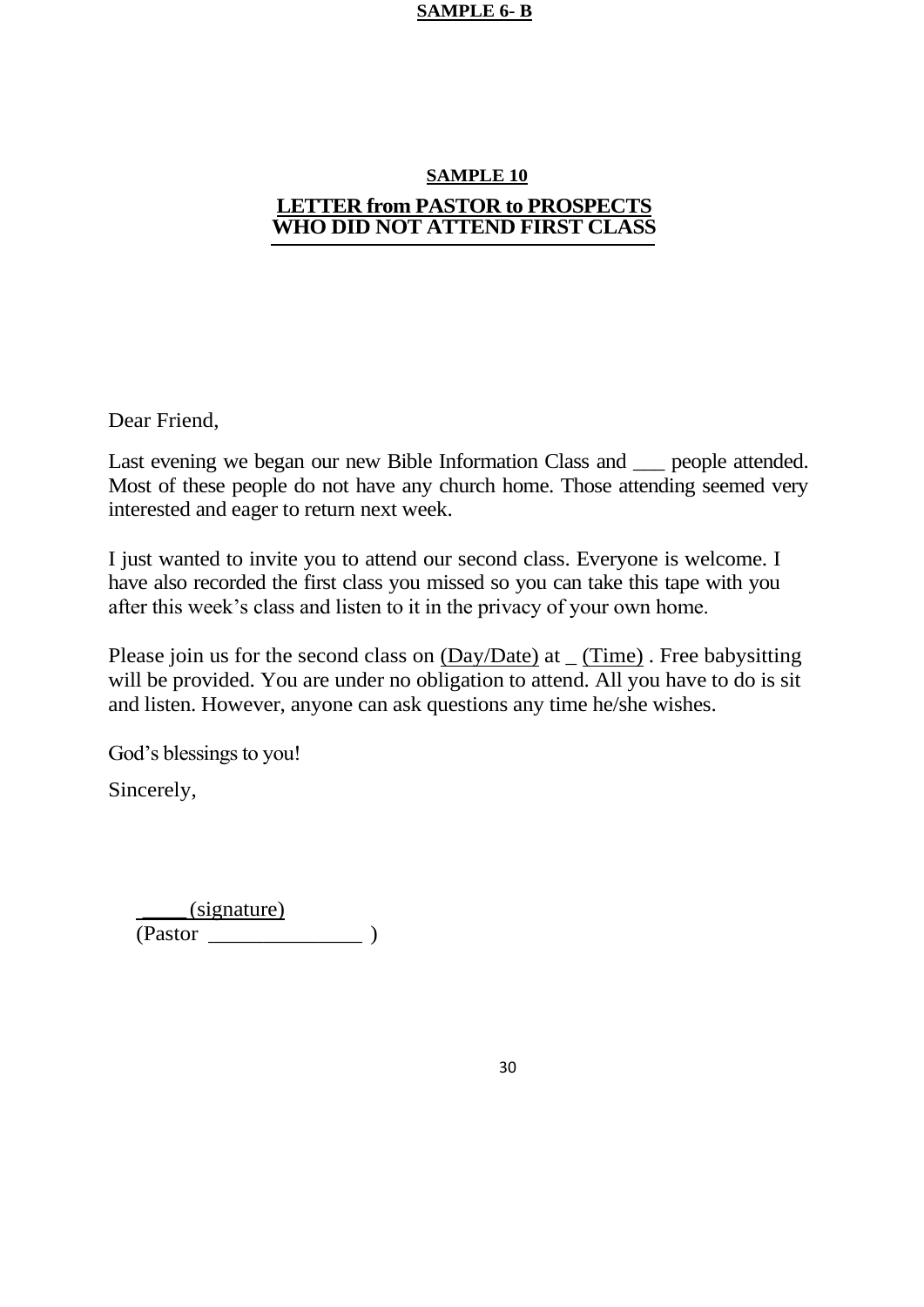**SAMPLE 6- B**

## SAMPLE 10

## LETTER from PASTOR to PROSPECTS WHO DID NOT ATTEND FIRST CLASS

Dear Friend,

Last evening we began our new Bible Information Class and ___ people attended. Most of these people do not have any church home. Those attending seemed very interested and eager to return next week.

I just wanted to invite you to attend our second class. Everyone is welcome. I have also recorded the first class you missed so you can take this tape with you after this week's class and listen to it in the privacy of your own home.

Please join us for the second class on (Day/Date) at _ (Time) . Free babysitting will be provided. You are under no obligation to attend. All you have to do is sit and listen. However, anyone can ask questions any time he/she wishes.

God's blessings to you!

Sincerely,

_____(signature)
(Pastor ______________ )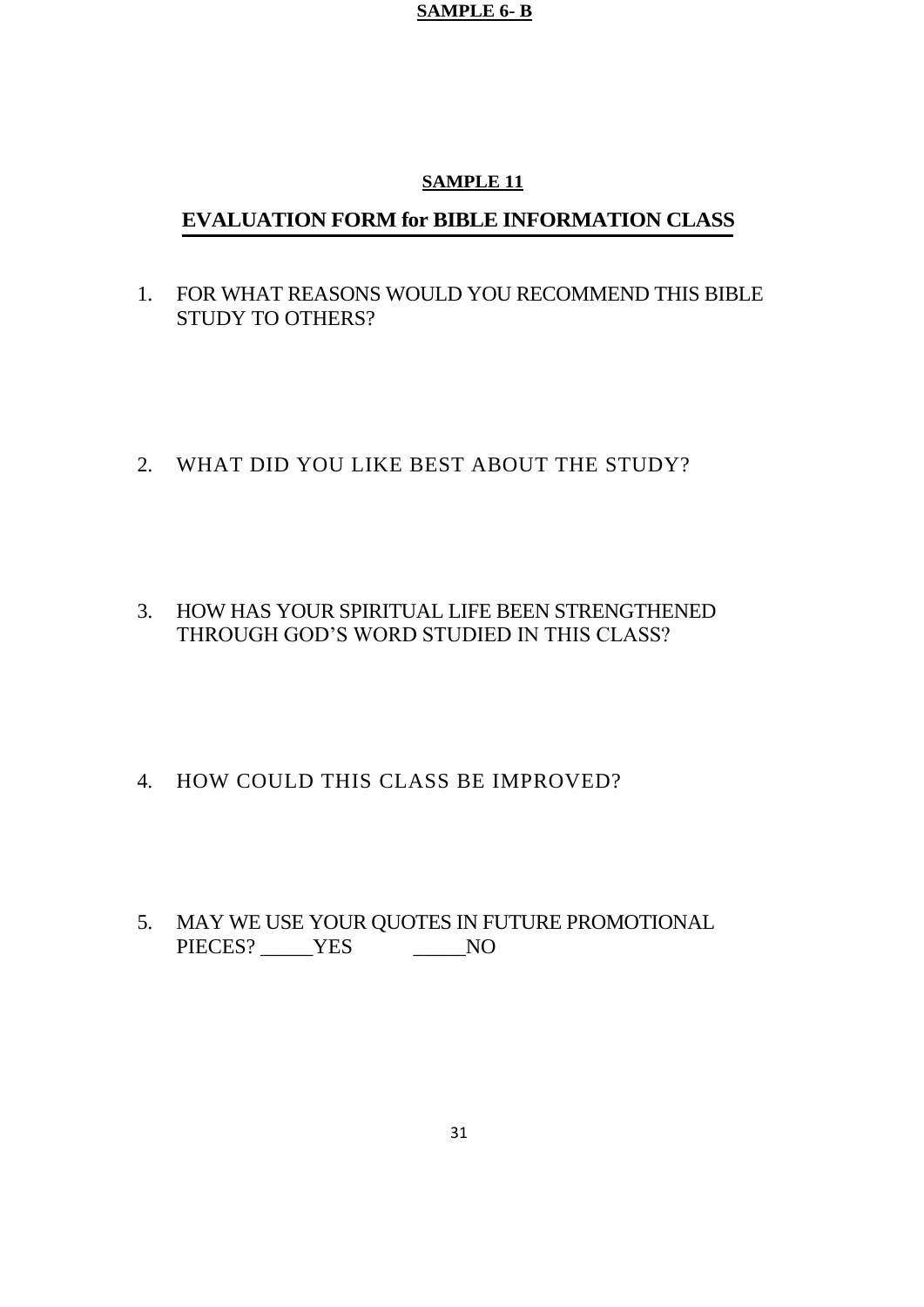**SAMPLE 6- B**

**SAMPLE 11**

# EVALUATION FORM for BIBLE INFORMATION CLASS

1. FOR WHAT REASONS WOULD YOU RECOMMEND THIS BIBLE STUDY TO OTHERS?

2. WHAT DID YOU LIKE BEST ABOUT THE STUDY?

3. HOW HAS YOUR SPIRITUAL LIFE BEEN STRENGTHENED THROUGH GOD'S WORD STUDIED IN THIS CLASS?

4. HOW COULD THIS CLASS BE IMPROVED?

5. MAY WE USE YOUR QUOTES IN FUTURE PROMOTIONAL PIECES? _____YES _____NO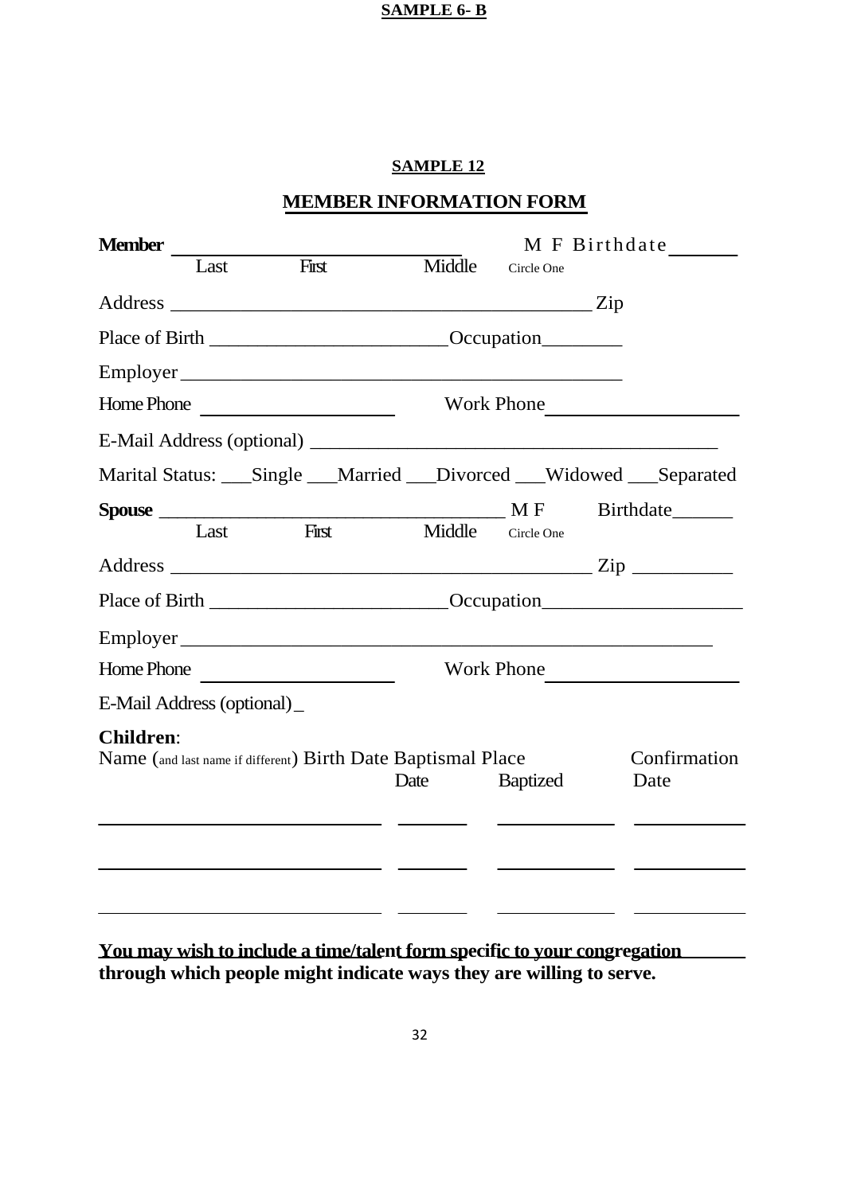**SAMPLE 6- B**

**SAMPLE 12**

## MEMBER INFORMATION FORM

**Member** ______________________________ M F Birthdate_______
Last First Middle Circle One

Address __________________________________________ Zip

Place of Birth _______________________ Occupation________

Employer ____________________________________________

Home Phone ___________________ Work Phone ___________________

E-Mail Address (optional) ________________________________________

Marital Status: ___Single ___Married ___Divorced ___Widowed ___Separated

**Spouse** __________________________________ M F Birthdate______
Last First Middle Circle One

Address __________________________________________ Zip __________

Place of Birth _______________________ Occupation___________________

Employer ____________________________________________________

Home Phone ___________________ Work Phone ___________________

E-Mail Address (optional) _

**Children**:

| Name (and last name if different) | Birth Date | Baptismal Place Baptized | Confirmation Date |
|---|---|---|---|
| | | | |
| | | | |
| | | | |

**You may wish to include a time/talent form specific to your congregation through which people might indicate ways they are willing to serve.**